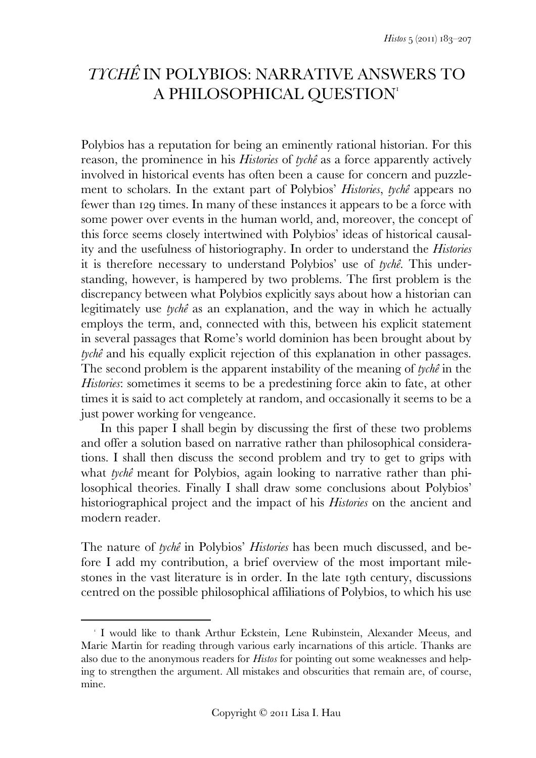# *TYCHÊ* IN POLYBIOS: NARRATIVE ANSWERS TO A PHILOSOPHICAL QUESTION[1]

Polybios has a reputation for being an eminently rational historian. For this reason, the prominence in his *Histories* of *tychê* as a force apparently actively involved in historical events has often been a cause for concern and puzzlement to scholars. In the extant part of Polybios' *Histories*, *tychê* appears no fewer than 129 times. In many of these instances it appears to be a force with some power over events in the human world, and, moreover, the concept of this force seems closely intertwined with Polybios' ideas of historical causality and the usefulness of historiography. In order to understand the *Histories* it is therefore necessary to understand Polybios' use of *tychê*. This understanding, however, is hampered by two problems. The first problem is the discrepancy between what Polybios explicitly says about how a historian can legitimately use *tychê* as an explanation, and the way in which he actually employs the term, and, connected with this, between his explicit statement in several passages that Rome's world dominion has been brought about by *tychê* and his equally explicit rejection of this explanation in other passages. The second problem is the apparent instability of the meaning of *tychê* in the *Histories*: sometimes it seems to be a predestining force akin to fate, at other times it is said to act completely at random, and occasionally it seems to be a just power working for vengeance.

In this paper I shall begin by discussing the first of these two problems and offer a solution based on narrative rather than philosophical considerations. I shall then discuss the second problem and try to get to grips with what *tychê* meant for Polybios, again looking to narrative rather than philosophical theories. Finally I shall draw some conclusions about Polybios' historiographical project and the impact of his *Histories* on the ancient and modern reader.

The nature of *tychê* in Polybios' *Histories* has been much discussed, and before I add my contribution, a brief overview of the most important milestones in the vast literature is in order. In the late 19th century, discussions centred on the possible philosophical affiliations of Polybios, to which his use

---

[1] I would like to thank Arthur Eckstein, Lene Rubinstein, Alexander Meeus, and Marie Martin for reading through various early incarnations of this article. Thanks are also due to the anonymous readers for *Histos* for pointing out some weaknesses and helping to strengthen the argument. All mistakes and obscurities that remain are, of course, mine.

Copyright © 2011 Lisa I. Hau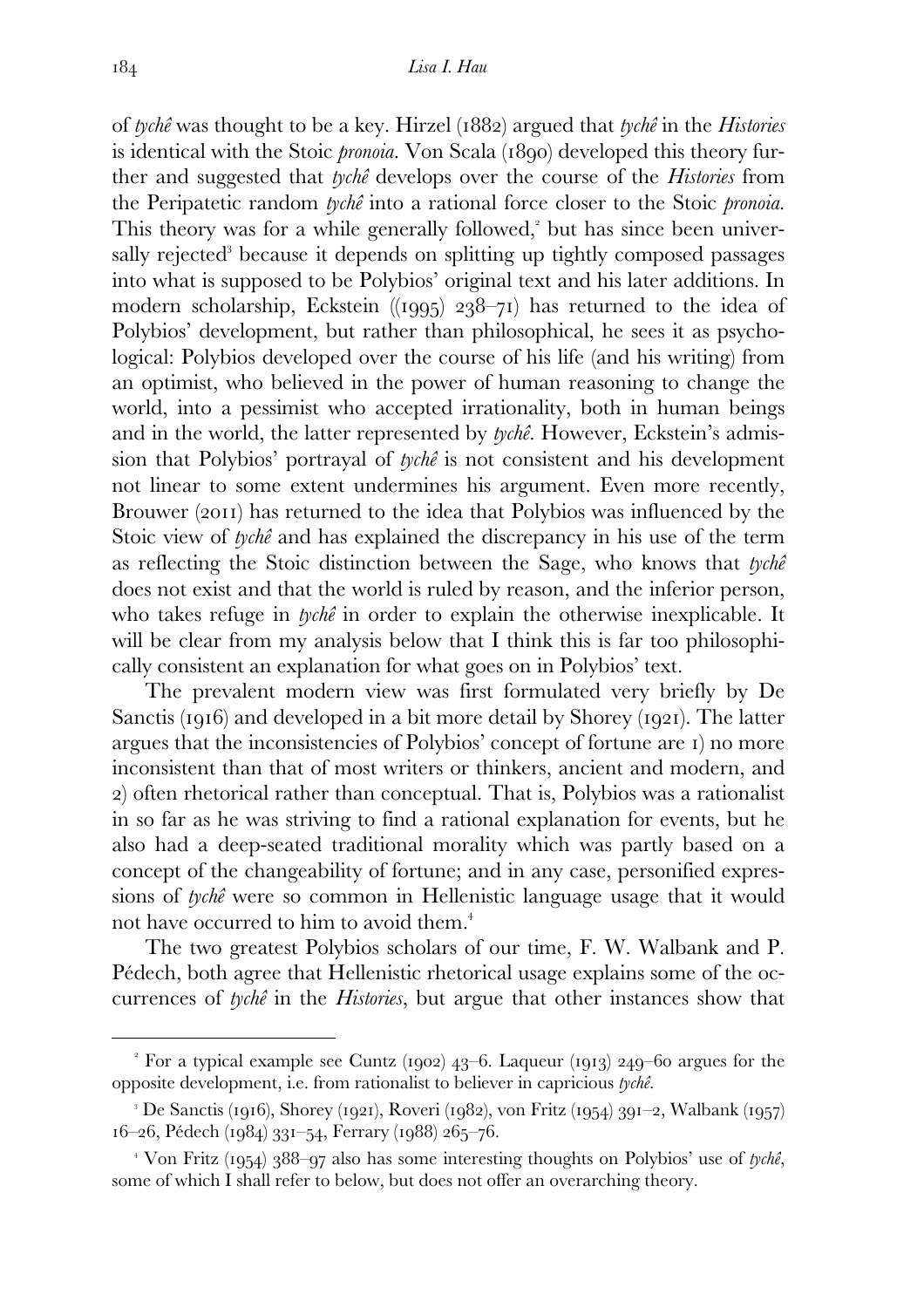of *tychê* was thought to be a key. Hirzel (1882) argued that *tychê* in the *Histories* is identical with the Stoic *pronoia*. Von Scala (1890) developed this theory further and suggested that *tychê* develops over the course of the *Histories* from the Peripatetic random *tychê* into a rational force closer to the Stoic *pronoia*. This theory was for a while generally followed,[2] but has since been universally rejected[3] because it depends on splitting up tightly composed passages into what is supposed to be Polybios' original text and his later additions. In modern scholarship, Eckstein ((1995) 238–71) has returned to the idea of Polybios' development, but rather than philosophical, he sees it as psychological: Polybios developed over the course of his life (and his writing) from an optimist, who believed in the power of human reasoning to change the world, into a pessimist who accepted irrationality, both in human beings and in the world, the latter represented by *tychê*. However, Eckstein's admission that Polybios' portrayal of *tychê* is not consistent and his development not linear to some extent undermines his argument. Even more recently, Brouwer (2011) has returned to the idea that Polybios was influenced by the Stoic view of *tychê* and has explained the discrepancy in his use of the term as reflecting the Stoic distinction between the Sage, who knows that *tychê* does not exist and that the world is ruled by reason, and the inferior person, who takes refuge in *tychê* in order to explain the otherwise inexplicable. It will be clear from my analysis below that I think this is far too philosophically consistent an explanation for what goes on in Polybios' text.

The prevalent modern view was first formulated very briefly by De Sanctis (1916) and developed in a bit more detail by Shorey (1921). The latter argues that the inconsistencies of Polybios' concept of fortune are 1) no more inconsistent than that of most writers or thinkers, ancient and modern, and 2) often rhetorical rather than conceptual. That is, Polybios was a rationalist in so far as he was striving to find a rational explanation for events, but he also had a deep-seated traditional morality which was partly based on a concept of the changeability of fortune; and in any case, personified expressions of *tychê* were so common in Hellenistic language usage that it would not have occurred to him to avoid them.[4]

The two greatest Polybios scholars of our time, F. W. Walbank and P. Pédech, both agree that Hellenistic rhetorical usage explains some of the occurrences of *tychê* in the *Histories*, but argue that other instances show that

---

[2] For a typical example see Cuntz (1902) 43–6. Laqueur (1913) 249–60 argues for the opposite development, i.e. from rationalist to believer in capricious *tychê*.

[3] De Sanctis (1916), Shorey (1921), Roveri (1982), von Fritz (1954) 391–2, Walbank (1957) 16–26, Pédech (1984) 331–54, Ferrary (1988) 265–76.

[4] Von Fritz (1954) 388–97 also has some interesting thoughts on Polybios' use of *tychê*, some of which I shall refer to below, but does not offer an overarching theory.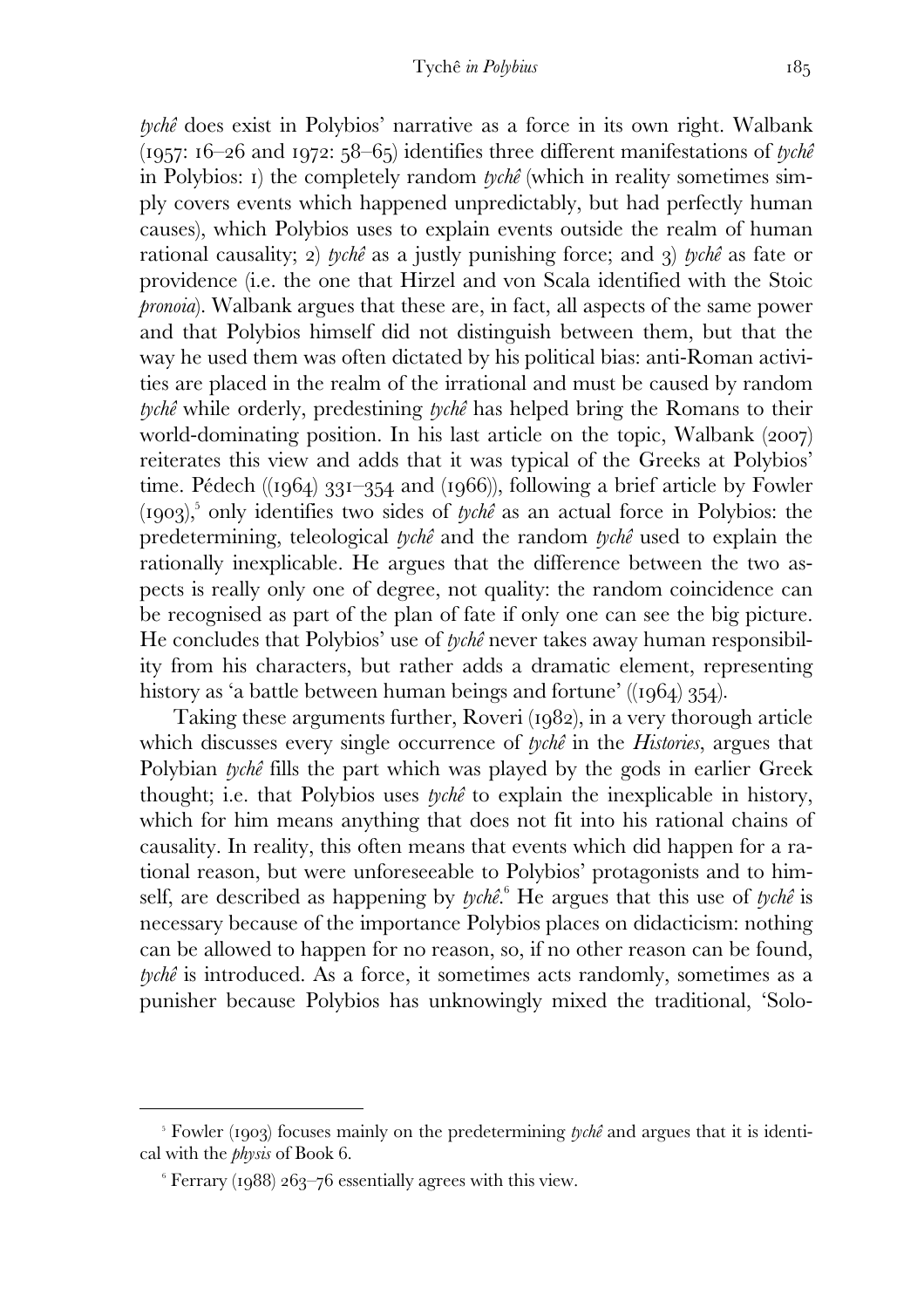*tychê* does exist in Polybios' narrative as a force in its own right. Walbank (1957: 16–26 and 1972: 58–65) identifies three different manifestations of *tychê* in Polybios: 1) the completely random *tychê* (which in reality sometimes simply covers events which happened unpredictably, but had perfectly human causes), which Polybios uses to explain events outside the realm of human rational causality; 2) *tychê* as a justly punishing force; and 3) *tychê* as fate or providence (i.e. the one that Hirzel and von Scala identified with the Stoic *pronoia*). Walbank argues that these are, in fact, all aspects of the same power and that Polybios himself did not distinguish between them, but that the way he used them was often dictated by his political bias: anti-Roman activities are placed in the realm of the irrational and must be caused by random *tychê* while orderly, predestining *tychê* has helped bring the Romans to their world-dominating position. In his last article on the topic, Walbank (2007) reiterates this view and adds that it was typical of the Greeks at Polybios' time. Pédech ((1964) 331–354 and (1966)), following a brief article by Fowler (1903),[5] only identifies two sides of *tychê* as an actual force in Polybios: the predetermining, teleological *tychê* and the random *tychê* used to explain the rationally inexplicable. He argues that the difference between the two aspects is really only one of degree, not quality: the random coincidence can be recognised as part of the plan of fate if only one can see the big picture. He concludes that Polybios' use of *tychê* never takes away human responsibility from his characters, but rather adds a dramatic element, representing history as 'a battle between human beings and fortune' ((1964) 354).

Taking these arguments further, Roveri (1982), in a very thorough article which discusses every single occurrence of *tychê* in the *Histories*, argues that Polybian *tychê* fills the part which was played by the gods in earlier Greek thought; i.e. that Polybios uses *tychê* to explain the inexplicable in history, which for him means anything that does not fit into his rational chains of causality. In reality, this often means that events which did happen for a rational reason, but were unforeseeable to Polybios' protagonists and to himself, are described as happening by *tychê*.[6] He argues that this use of *tychê* is necessary because of the importance Polybios places on didacticism: nothing can be allowed to happen for no reason, so, if no other reason can be found, *tychê* is introduced. As a force, it sometimes acts randomly, sometimes as a punisher because Polybios has unknowingly mixed the traditional, 'Solo-

---

[5] Fowler (1903) focuses mainly on the predetermining *tychê* and argues that it is identical with the *physis* of Book 6.

[6] Ferrary (1988) 263–76 essentially agrees with this view.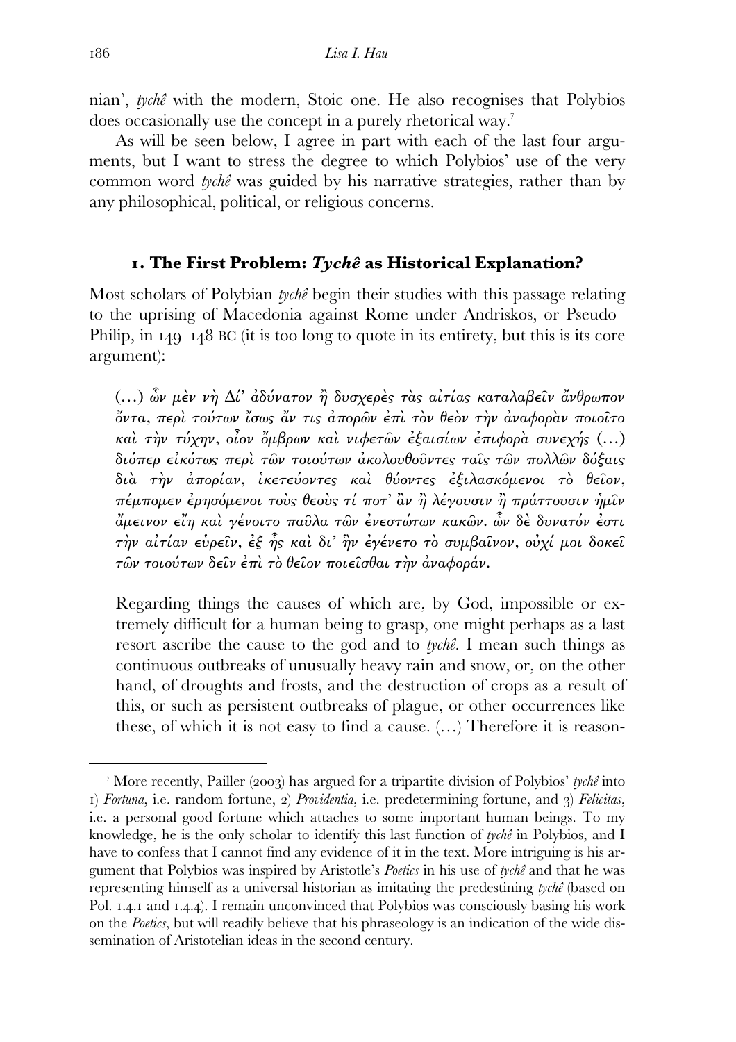nian', *tychê* with the modern, Stoic one. He also recognises that Polybios does occasionally use the concept in a purely rhetorical way.[7]

As will be seen below, I agree in part with each of the last four arguments, but I want to stress the degree to which Polybios' use of the very common word *tychê* was guided by his narrative strategies, rather than by any philosophical, political, or religious concerns.

## 1. The First Problem: *Tychê* as Historical Explanation?

Most scholars of Polybian *tychê* begin their studies with this passage relating to the uprising of Macedonia against Rome under Andriskos, or Pseudo–Philip, in 149–148 BC (it is too long to quote in its entirety, but this is its core argument):

> (…) ὧν μὲν νὴ Δί' ἀδύνατον ἢ δυσχερὲς τὰς αἰτίας καταλαβεῖν ἄνθρωπον ὄντα, περὶ τούτων ἴσως ἄν τις ἀπορῶν ἐπὶ τὸν θεὸν τὴν ἀναφορὰν ποιοῖτο καὶ τὴν τύχην, οἷον ὄμβρων καὶ νιφετῶν ἐξαισίων ἐπιφορὰ συνεχής (…) διόπερ εἰκότως περὶ τῶν τοιούτων ἀκολουθοῦντες ταῖς τῶν πολλῶν δόξαις διὰ τὴν ἀπορίαν, ἱκετεύοντες καὶ θύοντες ἐξιλασκόμενοι τὸ θεῖον, πέμπομεν ἐρησόμενοι τοὺς θεοὺς τί ποτ' ἂν ἢ λέγουσιν ἢ πράττουσιν ἡμῖν ἄμεινον εἴη καὶ γένοιτο παῦλα τῶν ἐνεστώτων κακῶν. ὧν δὲ δυνατόν ἐστι τὴν αἰτίαν εὑρεῖν, ἐξ ἧς καὶ δι' ἣν ἐγένετο τὸ συμβαῖνον, οὐχί μοι δοκεῖ τῶν τοιούτων δεῖν ἐπὶ τὸ θεῖον ποιεῖσθαι τὴν ἀναφοράν.
>
> Regarding things the causes of which are, by God, impossible or extremely difficult for a human being to grasp, one might perhaps as a last resort ascribe the cause to the god and to *tychê*. I mean such things as continuous outbreaks of unusually heavy rain and snow, or, on the other hand, of droughts and frosts, and the destruction of crops as a result of this, or such as persistent outbreaks of plague, or other occurrences like these, of which it is not easy to find a cause. (…) Therefore it is reason-

[7] More recently, Pailler (2003) has argued for a tripartite division of Polybios' *tychê* into 1) *Fortuna*, i.e. random fortune, 2) *Providentia*, i.e. predetermining fortune, and 3) *Felicitas*, i.e. a personal good fortune which attaches to some important human beings. To my knowledge, he is the only scholar to identify this last function of *tychê* in Polybios, and I have to confess that I cannot find any evidence of it in the text. More intriguing is his argument that Polybios was inspired by Aristotle's *Poetics* in his use of *tychê* and that he was representing himself as a universal historian as imitating the predestining *tychê* (based on Pol. 1.4.1 and 1.4.4). I remain unconvinced that Polybios was consciously basing his work on the *Poetics*, but will readily believe that his phraseology is an indication of the wide dissemination of Aristotelian ideas in the second century.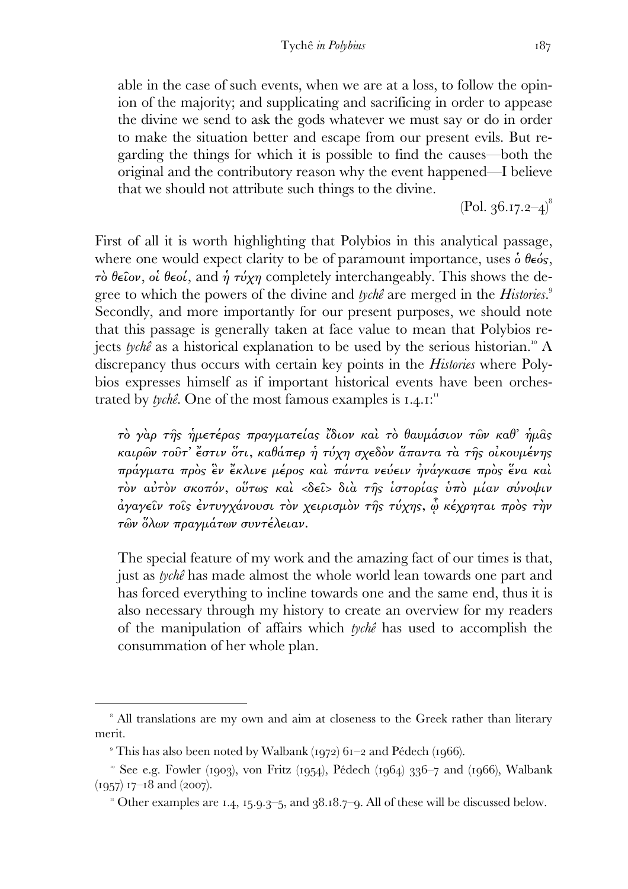able in the case of such events, when we are at a loss, to follow the opinion of the majority; and supplicating and sacrificing in order to appease the divine we send to ask the gods whatever we must say or do in order to make the situation better and escape from our present evils. But regarding the things for which it is possible to find the causes—both the original and the contributory reason why the event happened—I believe that we should not attribute such things to the divine.

(Pol. 36.17.2–4)[8]

First of all it is worth highlighting that Polybios in this analytical passage, where one would expect clarity to be of paramount importance, uses ὁ θεός, τὸ θεῖον, οἱ θεοί, and ἡ τύχη completely interchangeably. This shows the degree to which the powers of the divine and *tychê* are merged in the *Histories*.[9] Secondly, and more importantly for our present purposes, we should note that this passage is generally taken at face value to mean that Polybios rejects *tychê* as a historical explanation to be used by the serious historian.[10] A discrepancy thus occurs with certain key points in the *Histories* where Polybios expresses himself as if important historical events have been orchestrated by *tychê*. One of the most famous examples is 1.4.1:[11]

*τὸ γὰρ τῆς ἡμετέρας πραγματείας ἴδιον καὶ τὸ θαυμάσιον τῶν καθ' ἡμᾶς καιρῶν τοῦτ' ἔστιν ὅτι, καθάπερ ἡ τύχη σχεδὸν ἅπαντα τὰ τῆς οἰκουμένης πράγματα πρὸς ἓν ἔκλινε μέρος καὶ πάντα νεύειν ἠνάγκασε πρὸς ἕνα καὶ τὸν αὐτὸν σκοπόν, οὕτως καὶ <δεῖ> διὰ τῆς ἱστορίας ὑπὸ μίαν σύνοψιν ἀγαγεῖν τοῖς ἐντυγχάνουσι τὸν χειρισμὸν τῆς τύχης, ᾧ κέχρηται πρὸς τὴν τῶν ὅλων πραγμάτων συντέλειαν.*

The special feature of my work and the amazing fact of our times is that, just as *tychê* has made almost the whole world lean towards one part and has forced everything to incline towards one and the same end, thus it is also necessary through my history to create an overview for my readers of the manipulation of affairs which *tychê* has used to accomplish the consummation of her whole plan.

---

[8] All translations are my own and aim at closeness to the Greek rather than literary merit.

[9] This has also been noted by Walbank (1972) 61–2 and Pédech (1966).

[10] See e.g. Fowler (1903), von Fritz (1954), Pédech (1964) 336–7 and (1966), Walbank (1957) 17–18 and (2007).

[11] Other examples are 1.4, 15.9.3–5, and 38.18.7–9. All of these will be discussed below.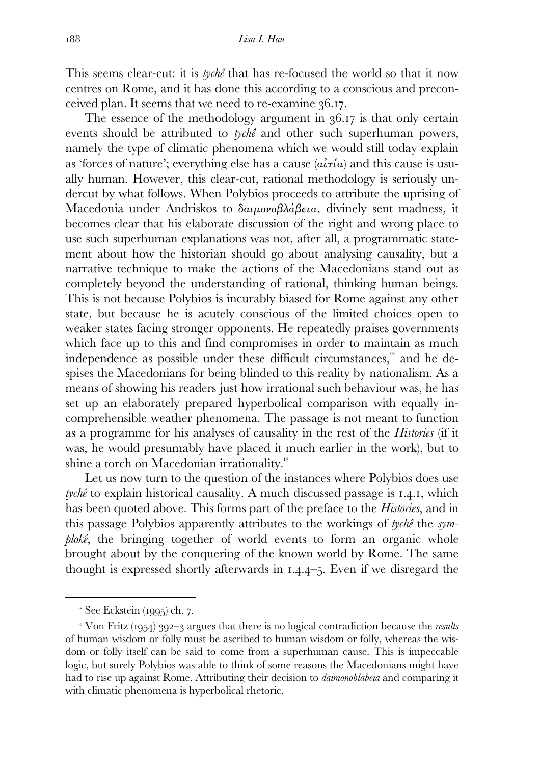This seems clear-cut: it is *tychê* that has re-focused the world so that it now centres on Rome, and it has done this according to a conscious and preconceived plan. It seems that we need to re-examine 36.17.

The essence of the methodology argument in 36.17 is that only certain events should be attributed to *tychê* and other such superhuman powers, namely the type of climatic phenomena which we would still today explain as 'forces of nature'; everything else has a cause (αἰτία) and this cause is usually human. However, this clear-cut, rational methodology is seriously undercut by what follows. When Polybios proceeds to attribute the uprising of Macedonia under Andriskos to δαιμονοβλάβεια, divinely sent madness, it becomes clear that his elaborate discussion of the right and wrong place to use such superhuman explanations was not, after all, a programmatic statement about how the historian should go about analysing causality, but a narrative technique to make the actions of the Macedonians stand out as completely beyond the understanding of rational, thinking human beings. This is not because Polybios is incurably biased for Rome against any other state, but because he is acutely conscious of the limited choices open to weaker states facing stronger opponents. He repeatedly praises governments which face up to this and find compromises in order to maintain as much independence as possible under these difficult circumstances,[12] and he despises the Macedonians for being blinded to this reality by nationalism. As a means of showing his readers just how irrational such behaviour was, he has set up an elaborately prepared hyperbolical comparison with equally incomprehensible weather phenomena. The passage is not meant to function as a programme for his analyses of causality in the rest of the *Histories* (if it was, he would presumably have placed it much earlier in the work), but to shine a torch on Macedonian irrationality.[13]

Let us now turn to the question of the instances where Polybios does use *tychê* to explain historical causality. A much discussed passage is 1.4.1, which has been quoted above. This forms part of the preface to the *Histories*, and in this passage Polybios apparently attributes to the workings of *tychê* the *symplokê*, the bringing together of world events to form an organic whole brought about by the conquering of the known world by Rome. The same thought is expressed shortly afterwards in 1.4.4–5. Even if we disregard the

---

[12] See Eckstein (1995) ch. 7.

[13] Von Fritz (1954) 392–3 argues that there is no logical contradiction because the *results* of human wisdom or folly must be ascribed to human wisdom or folly, whereas the wisdom or folly itself can be said to come from a superhuman cause. This is impeccable logic, but surely Polybios was able to think of some reasons the Macedonians might have had to rise up against Rome. Attributing their decision to *daimonoblabeia* and comparing it with climatic phenomena is hyperbolical rhetoric.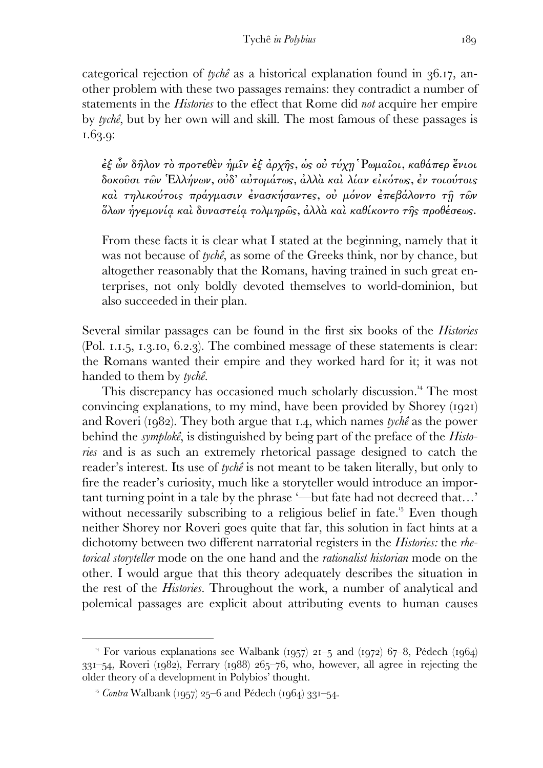categorical rejection of *tychê* as a historical explanation found in 36.17, another problem with these two passages remains: they contradict a number of statements in the *Histories* to the effect that Rome did *not* acquire her empire by *tychê*, but by her own will and skill. The most famous of these passages is 1.63.9:

> ἐξ ὧν δῆλον τὸ προτεθὲν ἡμῖν ἐξ ἀρχῆς, ὡς οὐ τύχῃ Ῥωμαῖοι, καθάπερ ἔνιοι δοκοῦσι τῶν Ἑλλήνων, οὐδ' αὐτομάτως, ἀλλὰ καὶ λίαν εἰκότως, ἐν τοιούτοις καὶ τηλικούτοις πράγμασιν ἐνασκήσαντες, οὐ μόνον ἐπεβάλοντο τῇ τῶν ὅλων ἡγεμονίᾳ καὶ δυναστείᾳ τολμηρῶς, ἀλλὰ καὶ καθίκοντο τῆς προθέσεως.
>
> From these facts it is clear what I stated at the beginning, namely that it was not because of *tychê*, as some of the Greeks think, nor by chance, but altogether reasonably that the Romans, having trained in such great enterprises, not only boldly devoted themselves to world-dominion, but also succeeded in their plan.

Several similar passages can be found in the first six books of the *Histories* (Pol. 1.1.5, 1.3.10, 6.2.3). The combined message of these statements is clear: the Romans wanted their empire and they worked hard for it; it was not handed to them by *tychê*.

This discrepancy has occasioned much scholarly discussion.[14] The most convincing explanations, to my mind, have been provided by Shorey (1921) and Roveri (1982). They both argue that 1.4, which names *tychê* as the power behind the *symplokê*, is distinguished by being part of the preface of the *Histories* and is as such an extremely rhetorical passage designed to catch the reader's interest. Its use of *tychê* is not meant to be taken literally, but only to fire the reader's curiosity, much like a storyteller would introduce an important turning point in a tale by the phrase '—but fate had not decreed that…' without necessarily subscribing to a religious belief in fate.[15] Even though neither Shorey nor Roveri goes quite that far, this solution in fact hints at a dichotomy between two different narratorial registers in the *Histories:* the *rhetorical storyteller* mode on the one hand and the *rationalist historian* mode on the other. I would argue that this theory adequately describes the situation in the rest of the *Histories*. Throughout the work, a number of analytical and polemical passages are explicit about attributing events to human causes

[14] For various explanations see Walbank (1957) 21–5 and (1972) 67–8, Pédech (1964) 331–54, Roveri (1982), Ferrary (1988) 265–76, who, however, all agree in rejecting the older theory of a development in Polybios' thought.

[15] *Contra* Walbank (1957) 25–6 and Pédech (1964) 331–54.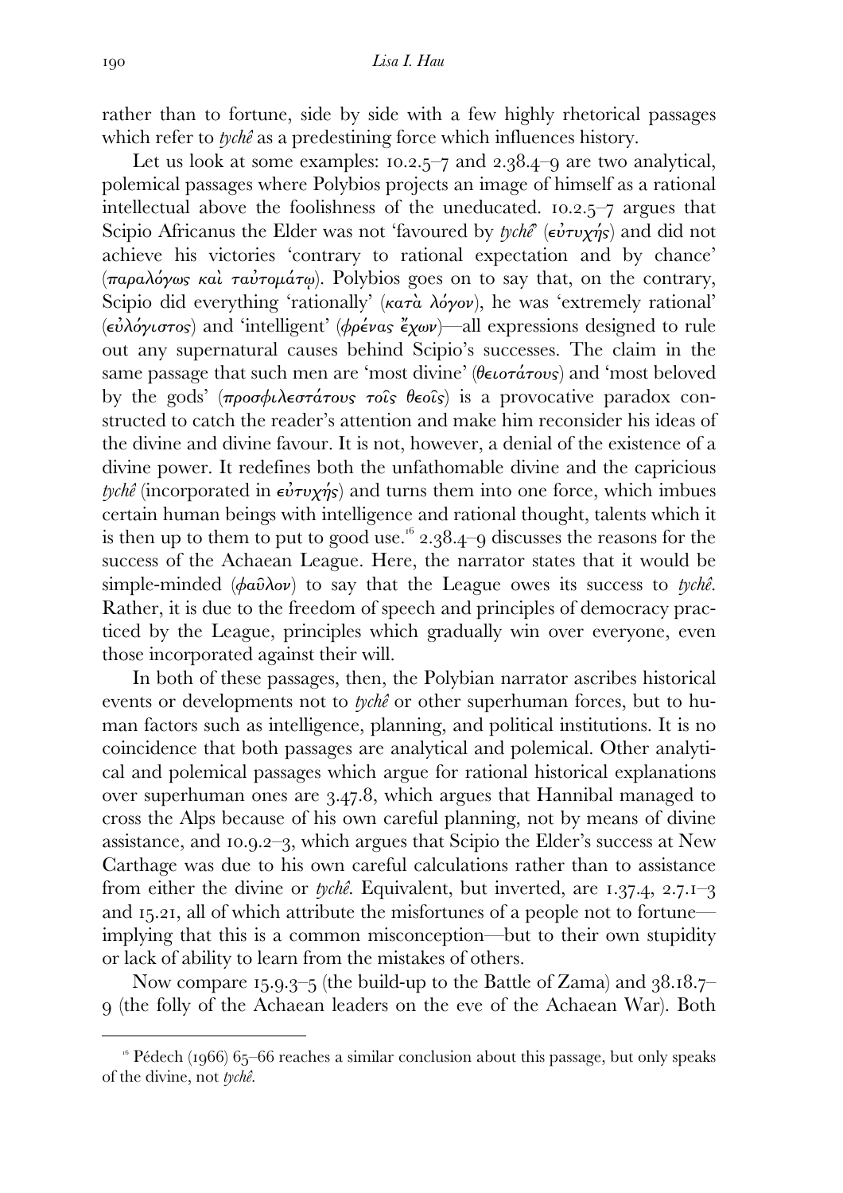rather than to fortune, side by side with a few highly rhetorical passages which refer to *tychê* as a predestining force which influences history.

Let us look at some examples: 10.2.5–7 and 2.38.4–9 are two analytical, polemical passages where Polybios projects an image of himself as a rational intellectual above the foolishness of the uneducated. 10.2.5–7 argues that Scipio Africanus the Elder was not 'favoured by *tychê*' (εὐτυχής) and did not achieve his victories 'contrary to rational expectation and by chance' (παραλόγως καὶ ταὐτομάτῳ). Polybios goes on to say that, on the contrary, Scipio did everything 'rationally' (κατὰ λόγον), he was 'extremely rational' (εὐλόγιστος) and 'intelligent' (φρένας ἔχων)—all expressions designed to rule out any supernatural causes behind Scipio's successes. The claim in the same passage that such men are 'most divine' (θειοτάτους) and 'most beloved by the gods' (προσφιλεστάτους τοῖς θεοῖς) is a provocative paradox constructed to catch the reader's attention and make him reconsider his ideas of the divine and divine favour. It is not, however, a denial of the existence of a divine power. It redefines both the unfathomable divine and the capricious *tychê* (incorporated in εὐτυχής) and turns them into one force, which imbues certain human beings with intelligence and rational thought, talents which it is then up to them to put to good use.[16] 2.38.4–9 discusses the reasons for the success of the Achaean League. Here, the narrator states that it would be simple-minded (φαῦλον) to say that the League owes its success to *tychê*. Rather, it is due to the freedom of speech and principles of democracy practiced by the League, principles which gradually win over everyone, even those incorporated against their will.

In both of these passages, then, the Polybian narrator ascribes historical events or developments not to *tychê* or other superhuman forces, but to human factors such as intelligence, planning, and political institutions. It is no coincidence that both passages are analytical and polemical. Other analytical and polemical passages which argue for rational historical explanations over superhuman ones are 3.47.8, which argues that Hannibal managed to cross the Alps because of his own careful planning, not by means of divine assistance, and 10.9.2–3, which argues that Scipio the Elder's success at New Carthage was due to his own careful calculations rather than to assistance from either the divine or *tychê*. Equivalent, but inverted, are 1.37.4, 2.7.1–3 and 15.21, all of which attribute the misfortunes of a people not to fortune—implying that this is a common misconception—but to their own stupidity or lack of ability to learn from the mistakes of others.

Now compare 15.9.3–5 (the build-up to the Battle of Zama) and 38.18.7–9 (the folly of the Achaean leaders on the eve of the Achaean War). Both

---

[16] Pédech (1966) 65–66 reaches a similar conclusion about this passage, but only speaks of the divine, not *tychê*.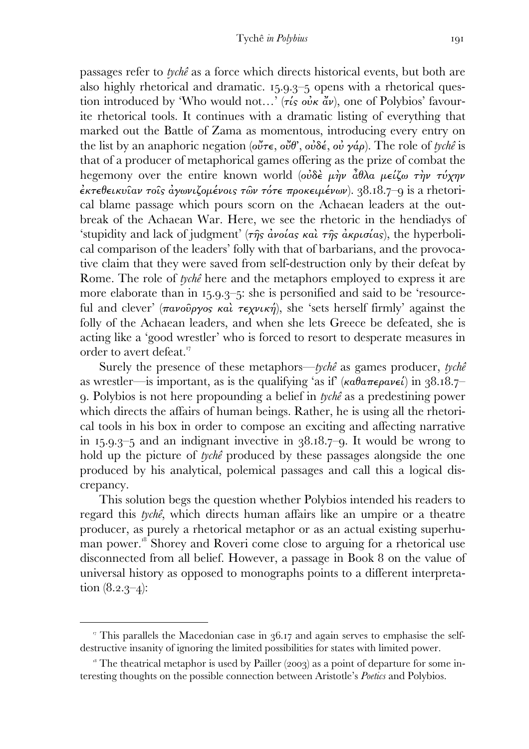passages refer to *tychê* as a force which directs historical events, but both are also highly rhetorical and dramatic. 15.9.3–5 opens with a rhetorical question introduced by 'Who would not…' (τίς οὐκ ἄν), one of Polybios' favourite rhetorical tools. It continues with a dramatic listing of everything that marked out the Battle of Zama as momentous, introducing every entry on the list by an anaphoric negation (οὔτε, οὔθ', οὐδέ, οὐ γάρ). The role of *tychê* is that of a producer of metaphorical games offering as the prize of combat the hegemony over the entire known world (οὐδὲ μὴν ἆθλα μείζω τὴν τύχην ἐκτεθεικυῖαν τοῖς ἀγωνιζομένοις τῶν τότε προκειμένων). 38.18.7–9 is a rhetorical blame passage which pours scorn on the Achaean leaders at the outbreak of the Achaean War. Here, we see the rhetoric in the hendiadys of 'stupidity and lack of judgment' (τῆς ἀνοίας καὶ τῆς ἀκρισίας), the hyperbolical comparison of the leaders' folly with that of barbarians, and the provocative claim that they were saved from self-destruction only by their defeat by Rome. The role of *tychê* here and the metaphors employed to express it are more elaborate than in 15.9.3–5: she is personified and said to be 'resourceful and clever' (πανοῦργος καὶ τεχνική), she 'sets herself firmly' against the folly of the Achaean leaders, and when she lets Greece be defeated, she is acting like a 'good wrestler' who is forced to resort to desperate measures in order to avert defeat.[17]

Surely the presence of these metaphors—*tychê* as games producer, *tychê* as wrestler—is important, as is the qualifying 'as if' (καθαπερανεί) in 38.18.7–9. Polybios is not here propounding a belief in *tychê* as a predestining power which directs the affairs of human beings. Rather, he is using all the rhetorical tools in his box in order to compose an exciting and affecting narrative in 15.9.3–5 and an indignant invective in 38.18.7–9. It would be wrong to hold up the picture of *tychê* produced by these passages alongside the one produced by his analytical, polemical passages and call this a logical discrepancy.

This solution begs the question whether Polybios intended his readers to regard this *tychê*, which directs human affairs like an umpire or a theatre producer, as purely a rhetorical metaphor or as an actual existing superhuman power.[18] Shorey and Roveri come close to arguing for a rhetorical use disconnected from all belief. However, a passage in Book 8 on the value of universal history as opposed to monographs points to a different interpretation (8.2.3–4):

---

[17] This parallels the Macedonian case in 36.17 and again serves to emphasise the self-destructive insanity of ignoring the limited possibilities for states with limited power.

[18] The theatrical metaphor is used by Pailler (2003) as a point of departure for some interesting thoughts on the possible connection between Aristotle's *Poetics* and Polybios.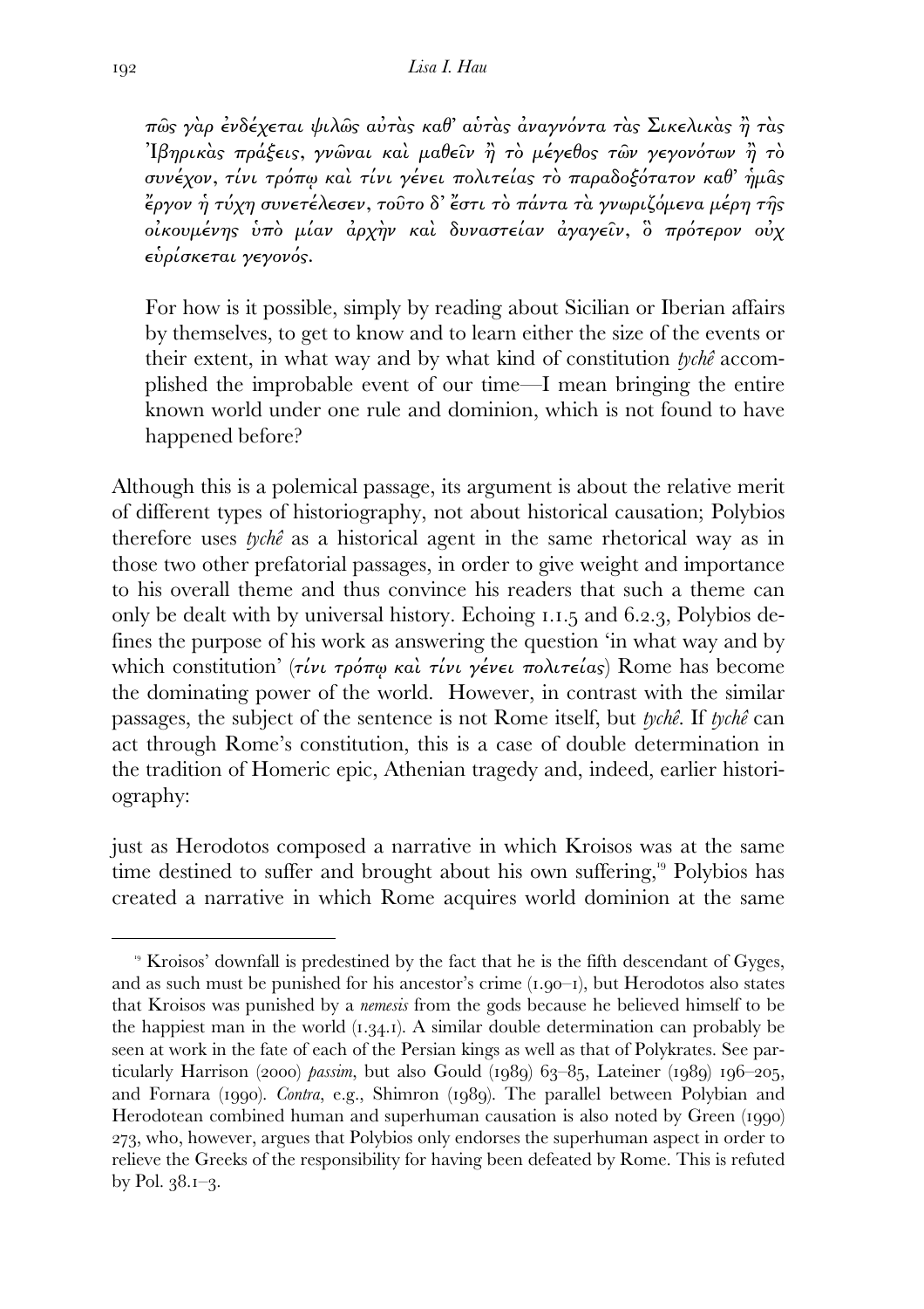*πῶς γὰρ ἐνδέχεται ψιλῶς αὐτὰς καθ' αὐτὰς ἀναγνόντα τὰς Σικελικὰς ἢ τὰς Ἰβηρικὰς πράξεις, γνῶναι καὶ μαθεῖν ἢ τὸ μέγεθος τῶν γεγονότων ἢ τὸ συνέχον, τίνι τρόπῳ καὶ τίνι γένει πολιτείας τὸ παραδοξότατον καθ' ἡμᾶς ἔργον ἡ τύχη συνετέλεσεν, τοῦτο δ' ἔστι τὸ πάντα τὰ γνωριζόμενα μέρη τῆς οἰκουμένης ὑπὸ μίαν ἀρχὴν καὶ δυναστείαν ἀγαγεῖν, ὃ πρότερον οὐχ εὑρίσκεται γεγονός.*

> For how is it possible, simply by reading about Sicilian or Iberian affairs by themselves, to get to know and to learn either the size of the events or their extent, in what way and by what kind of constitution *tychê* accomplished the improbable event of our time—I mean bringing the entire known world under one rule and dominion, which is not found to have happened before?

Although this is a polemical passage, its argument is about the relative merit of different types of historiography, not about historical causation; Polybios therefore uses *tychê* as a historical agent in the same rhetorical way as in those two other prefatorial passages, in order to give weight and importance to his overall theme and thus convince his readers that such a theme can only be dealt with by universal history. Echoing 1.1.5 and 6.2.3, Polybios defines the purpose of his work as answering the question 'in what way and by which constitution' (*τίνι τρόπῳ καὶ τίνι γένει πολιτείας*) Rome has become the dominating power of the world. However, in contrast with the similar passages, the subject of the sentence is not Rome itself, but *tychê*. If *tychê* can act through Rome's constitution, this is a case of double determination in the tradition of Homeric epic, Athenian tragedy and, indeed, earlier historiography:

just as Herodotos composed a narrative in which Kroisos was at the same time destined to suffer and brought about his own suffering,[19] Polybios has created a narrative in which Rome acquires world dominion at the same

---

[19] Kroisos' downfall is predestined by the fact that he is the fifth descendant of Gyges, and as such must be punished for his ancestor's crime (1.90–1), but Herodotos also states that Kroisos was punished by a *nemesis* from the gods because he believed himself to be the happiest man in the world (1.34.1). A similar double determination can probably be seen at work in the fate of each of the Persian kings as well as that of Polykrates. See particularly Harrison (2000) *passim*, but also Gould (1989) 63–85, Lateiner (1989) 196–205, and Fornara (1990). *Contra*, e.g., Shimron (1989). The parallel between Polybian and Herodotean combined human and superhuman causation is also noted by Green (1990) 273, who, however, argues that Polybios only endorses the superhuman aspect in order to relieve the Greeks of the responsibility for having been defeated by Rome. This is refuted by Pol. 38.1–3.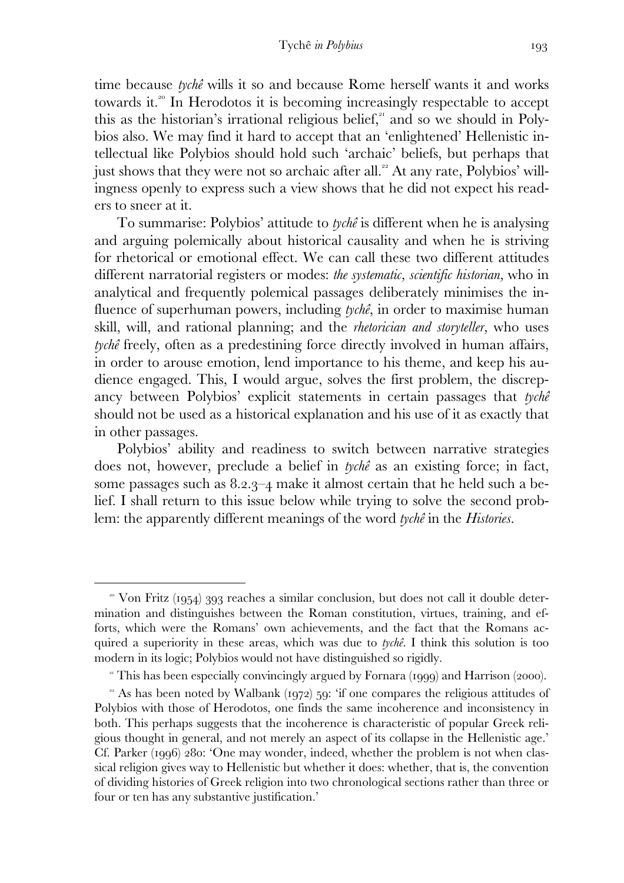time because *tychê* wills it so and because Rome herself wants it and works towards it.[20] In Herodotos it is becoming increasingly respectable to accept this as the historian's irrational religious belief,[21] and so we should in Polybios also. We may find it hard to accept that an 'enlightened' Hellenistic intellectual like Polybios should hold such 'archaic' beliefs, but perhaps that just shows that they were not so archaic after all.[22] At any rate, Polybios' willingness openly to express such a view shows that he did not expect his readers to sneer at it.

To summarise: Polybios' attitude to *tychê* is different when he is analysing and arguing polemically about historical causality and when he is striving for rhetorical or emotional effect. We can call these two different attitudes different narratorial registers or modes: *the systematic, scientific historian,* who in analytical and frequently polemical passages deliberately minimises the influence of superhuman powers, including *tychê*, in order to maximise human skill, will, and rational planning; and the *rhetorician and storyteller,* who uses *tychê* freely, often as a predestining force directly involved in human affairs, in order to arouse emotion, lend importance to his theme, and keep his audience engaged. This, I would argue, solves the first problem, the discrepancy between Polybios' explicit statements in certain passages that *tychê* should not be used as a historical explanation and his use of it as exactly that in other passages.

Polybios' ability and readiness to switch between narrative strategies does not, however, preclude a belief in *tychê* as an existing force; in fact, some passages such as 8.2.3–4 make it almost certain that he held such a belief. I shall return to this issue below while trying to solve the second problem: the apparently different meanings of the word *tychê* in the *Histories*.

---

[20] Von Fritz (1954) 393 reaches a similar conclusion, but does not call it double determination and distinguishes between the Roman constitution, virtues, training, and efforts, which were the Romans' own achievements, and the fact that the Romans acquired a superiority in these areas, which was due to *tychê*. I think this solution is too modern in its logic; Polybios would not have distinguished so rigidly.

[21] This has been especially convincingly argued by Fornara (1999) and Harrison (2000).

[22] As has been noted by Walbank (1972) 59: 'if one compares the religious attitudes of Polybios with those of Herodotos, one finds the same incoherence and inconsistency in both. This perhaps suggests that the incoherence is characteristic of popular Greek religious thought in general, and not merely an aspect of its collapse in the Hellenistic age.' Cf. Parker (1996) 280: 'One may wonder, indeed, whether the problem is not when classical religion gives way to Hellenistic but whether it does: whether, that is, the convention of dividing histories of Greek religion into two chronological sections rather than three or four or ten has any substantive justification.'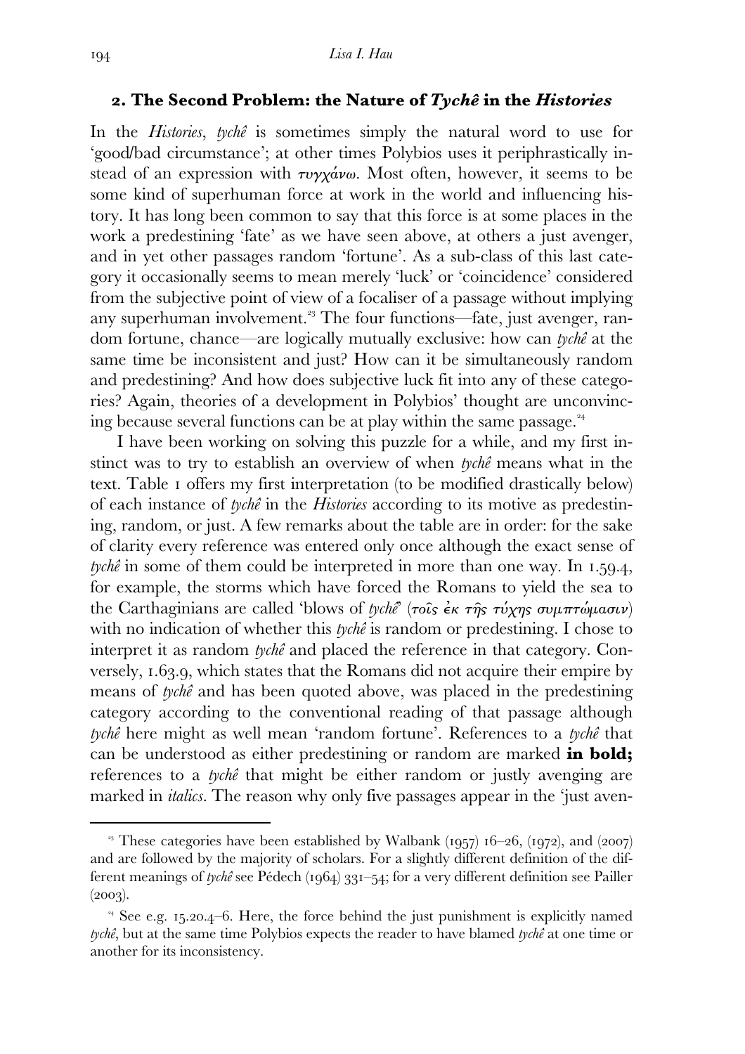## 2. The Second Problem: the Nature of *Tychê* in the *Histories*

In the *Histories*, *tychê* is sometimes simply the natural word to use for 'good/bad circumstance'; at other times Polybios uses it periphrastically instead of an expression with τυγχάνω. Most often, however, it seems to be some kind of superhuman force at work in the world and influencing history. It has long been common to say that this force is at some places in the work a predestining 'fate' as we have seen above, at others a just avenger, and in yet other passages random 'fortune'. As a sub-class of this last category it occasionally seems to mean merely 'luck' or 'coincidence' considered from the subjective point of view of a focaliser of a passage without implying any superhuman involvement.[23] The four functions—fate, just avenger, random fortune, chance—are logically mutually exclusive: how can *tychê* at the same time be inconsistent and just? How can it be simultaneously random and predestining? And how does subjective luck fit into any of these categories? Again, theories of a development in Polybios' thought are unconvincing because several functions can be at play within the same passage.[24]

I have been working on solving this puzzle for a while, and my first instinct was to try to establish an overview of when *tychê* means what in the text. Table 1 offers my first interpretation (to be modified drastically below) of each instance of *tychê* in the *Histories* according to its motive as predestining, random, or just. A few remarks about the table are in order: for the sake of clarity every reference was entered only once although the exact sense of *tychê* in some of them could be interpreted in more than one way. In 1.59.4, for example, the storms which have forced the Romans to yield the sea to the Carthaginians are called 'blows of *tychê*' (τοῖς ἐκ τῆς τύχης συμπτώμασιν) with no indication of whether this *tychê* is random or predestining. I chose to interpret it as random *tychê* and placed the reference in that category. Conversely, 1.63.9, which states that the Romans did not acquire their empire by means of *tychê* and has been quoted above, was placed in the predestining category according to the conventional reading of that passage although *tychê* here might as well mean 'random fortune'. References to a *tychê* that can be understood as either predestining or random are marked **in bold;** references to a *tychê* that might be either random or justly avenging are marked in *italics*. The reason why only five passages appear in the 'just aven-

[23] These categories have been established by Walbank (1957) 16–26, (1972), and (2007) and are followed by the majority of scholars. For a slightly different definition of the different meanings of *tychê* see Pédech (1964) 331–54; for a very different definition see Pailler (2003).

[24] See e.g. 15.20.4–6. Here, the force behind the just punishment is explicitly named *tychê*, but at the same time Polybios expects the reader to have blamed *tychê* at one time or another for its inconsistency.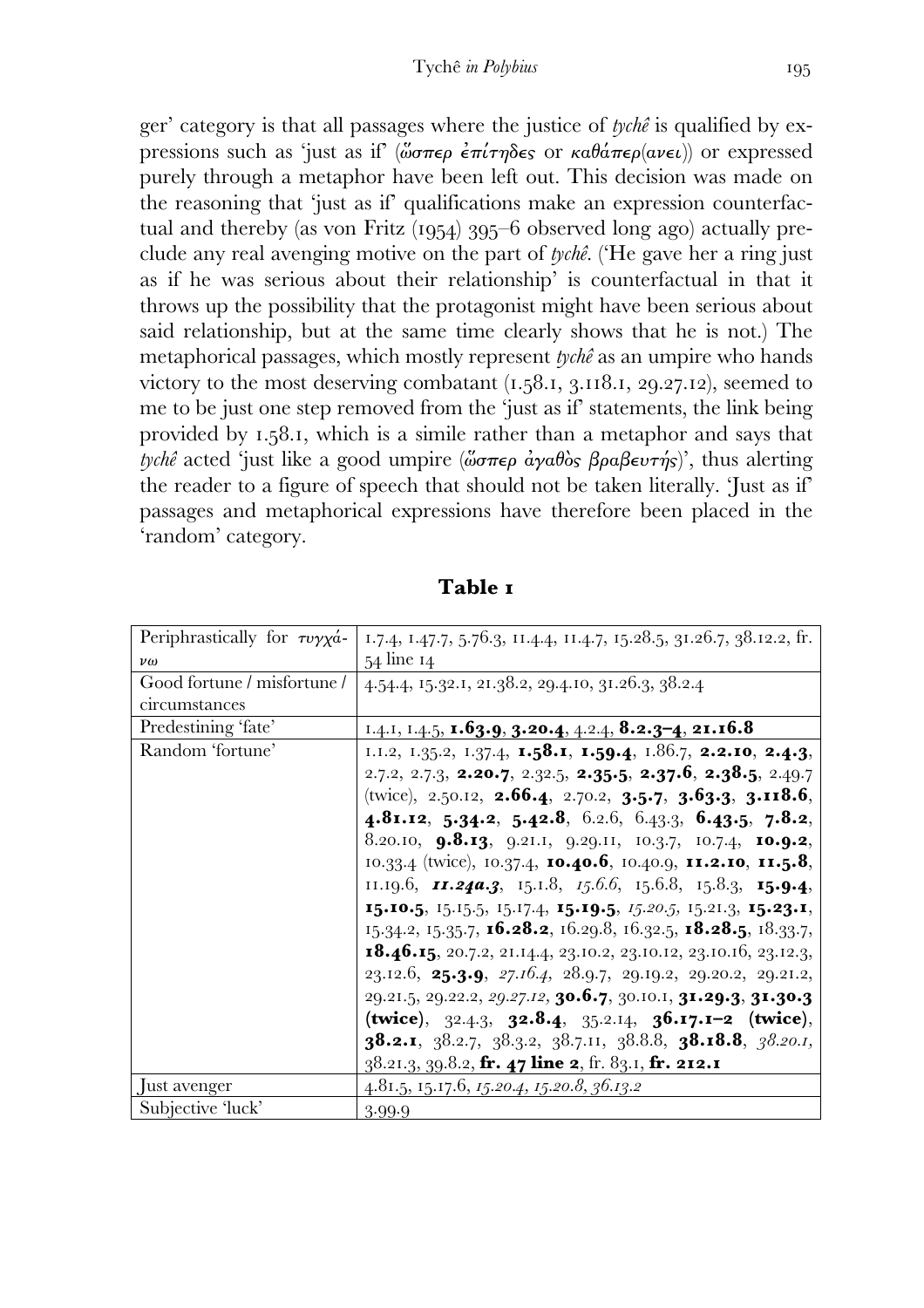ger' category is that all passages where the justice of *tychê* is qualified by expressions such as 'just as if' (ὥσπερ ἐπίτηδες or καθάπερ(ανει)) or expressed purely through a metaphor have been left out. This decision was made on the reasoning that 'just as if' qualifications make an expression counterfactual and thereby (as von Fritz (1954) 395–6 observed long ago) actually preclude any real avenging motive on the part of *tychê*. ('He gave her a ring just as if he was serious about their relationship' is counterfactual in that it throws up the possibility that the protagonist might have been serious about said relationship, but at the same time clearly shows that he is not.) The metaphorical passages, which mostly represent *tychê* as an umpire who hands victory to the most deserving combatant (1.58.1, 3.118.1, 29.27.12), seemed to me to be just one step removed from the 'just as if' statements, the link being provided by 1.58.1, which is a simile rather than a metaphor and says that *tychê* acted 'just like a good umpire (ὥσπερ ἀγαθὸς βραβευτής)', thus alerting the reader to a figure of speech that should not be taken literally. 'Just as if' passages and metaphorical expressions have therefore been placed in the 'random' category.

**Table 1**

| | |
|---|---|
| Periphrastically for τυγχάνω | 1.7.4, 1.47.7, 5.76.3, 11.4.4, 11.4.7, 15.28.5, 31.26.7, 38.12.2, fr. 54 line 14 |
| Good fortune / misfortune / circumstances | 4.54.4, 15.32.1, 21.38.2, 29.4.10, 31.26.3, 38.2.4 |
| Predestining 'fate' | 1.4.1, 1.4.5, **1.63.9**, **3.20.4**, 4.2.4, **8.2.3–4**, **21.16.8** |
| Random 'fortune' | 1.1.2, 1.35.2, 1.37.4, **1.58.1**, **1.59.4**, 1.86.7, **2.2.10**, **2.4.3**, 2.7.2, 2.7.3, **2.20.7**, 2.32.5, **2.35.5**, **2.37.6**, **2.38.5**, 2.49.7 (twice), 2.50.12, **2.66.4**, 2.70.2, **3.5.7**, **3.63.3**, **3.118.6**, **4.81.12**, **5.34.2**, **5.42.8**, 6.2.6, 6.43.3, **6.43.5**, **7.8.2**, 8.20.10, **9.8.13**, 9.21.1, 9.29.11, 10.3.7, 10.7.4, **10.9.2**, 10.33.4 (twice), 10.37.4, **10.40.6**, 10.40.9, **11.2.10**, **11.5.8**, 11.19.6, ***11.24a.3***, 15.1.8, *15.6.6*, 15.6.8, 15.8.3, **15.9.4**, **15.10.5**, 15.15.5, 15.17.4, **15.19.5**, *15.20.5*, 15.21.3, **15.23.1**, 15.34.2, 15.35.7, **16.28.2**, 16.29.8, 16.32.5, **18.28.5**, 18.33.7, **18.46.15**, 20.7.2, 21.14.4, 23.10.2, 23.10.12, 23.10.16, 23.12.3, 23.12.6, **25.3.9**, *27.16.4*, 28.9.7, 29.19.2, 29.20.2, 29.21.2, 29.21.5, 29.22.2, *29.27.12*, **30.6.7**, 30.10.1, **31.29.3**, **31.30.3 (twice)**, 32.4.3, **32.8.4**, 35.2.14, **36.17.1–2 (twice)**, **38.2.1**, 38.2.7, 38.3.2, 38.7.11, 38.8.8, **38.18.8**, *38.20.1*, 38.21.3, 39.8.2, **fr. 47 line 2**, fr. 83.1, **fr. 212.1** |
| Just avenger | 4.81.5, 15.17.6, *15.20.4*, *15.20.8*, *36.13.2* |
| Subjective 'luck' | 3.99.9 |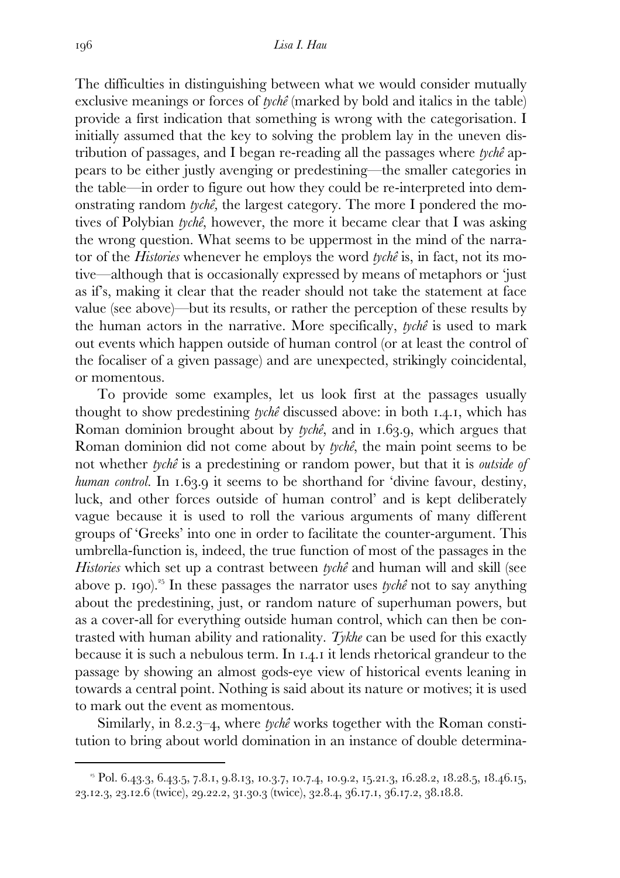The difficulties in distinguishing between what we would consider mutually exclusive meanings or forces of *tychê* (marked by bold and italics in the table) provide a first indication that something is wrong with the categorisation. I initially assumed that the key to solving the problem lay in the uneven distribution of passages, and I began re-reading all the passages where *tychê* appears to be either justly avenging or predestining—the smaller categories in the table—in order to figure out how they could be re-interpreted into demonstrating random *tychê*, the largest category. The more I pondered the motives of Polybian *tychê*, however, the more it became clear that I was asking the wrong question. What seems to be uppermost in the mind of the narrator of the *Histories* whenever he employs the word *tychê* is, in fact, not its motive—although that is occasionally expressed by means of metaphors or 'just as if's, making it clear that the reader should not take the statement at face value (see above)—but its results, or rather the perception of these results by the human actors in the narrative. More specifically, *tychê* is used to mark out events which happen outside of human control (or at least the control of the focaliser of a given passage) and are unexpected, strikingly coincidental, or momentous.

To provide some examples, let us look first at the passages usually thought to show predestining *tychê* discussed above: in both 1.4.1, which has Roman dominion brought about by *tychê*, and in 1.63.9, which argues that Roman dominion did not come about by *tychê*, the main point seems to be not whether *tychê* is a predestining or random power, but that it is *outside of human control*. In 1.63.9 it seems to be shorthand for 'divine favour, destiny, luck, and other forces outside of human control' and is kept deliberately vague because it is used to roll the various arguments of many different groups of 'Greeks' into one in order to facilitate the counter-argument. This umbrella-function is, indeed, the true function of most of the passages in the *Histories* which set up a contrast between *tychê* and human will and skill (see above p. 190).[25] In these passages the narrator uses *tychê* not to say anything about the predestining, just, or random nature of superhuman powers, but as a cover-all for everything outside human control, which can then be contrasted with human ability and rationality. *Tykhe* can be used for this exactly because it is such a nebulous term. In 1.4.1 it lends rhetorical grandeur to the passage by showing an almost gods-eye view of historical events leaning in towards a central point. Nothing is said about its nature or motives; it is used to mark out the event as momentous.

Similarly, in 8.2.3–4, where *tychê* works together with the Roman constitution to bring about world domination in an instance of double determina-

---

[25] Pol. 6.43.3, 6.43.5, 7.8.1, 9.8.13, 10.3.7, 10.7.4, 10.9.2, 15.21.3, 16.28.2, 18.28.5, 18.46.15, 23.12.3, 23.12.6 (twice), 29.22.2, 31.30.3 (twice), 32.8.4, 36.17.1, 36.17.2, 38.18.8.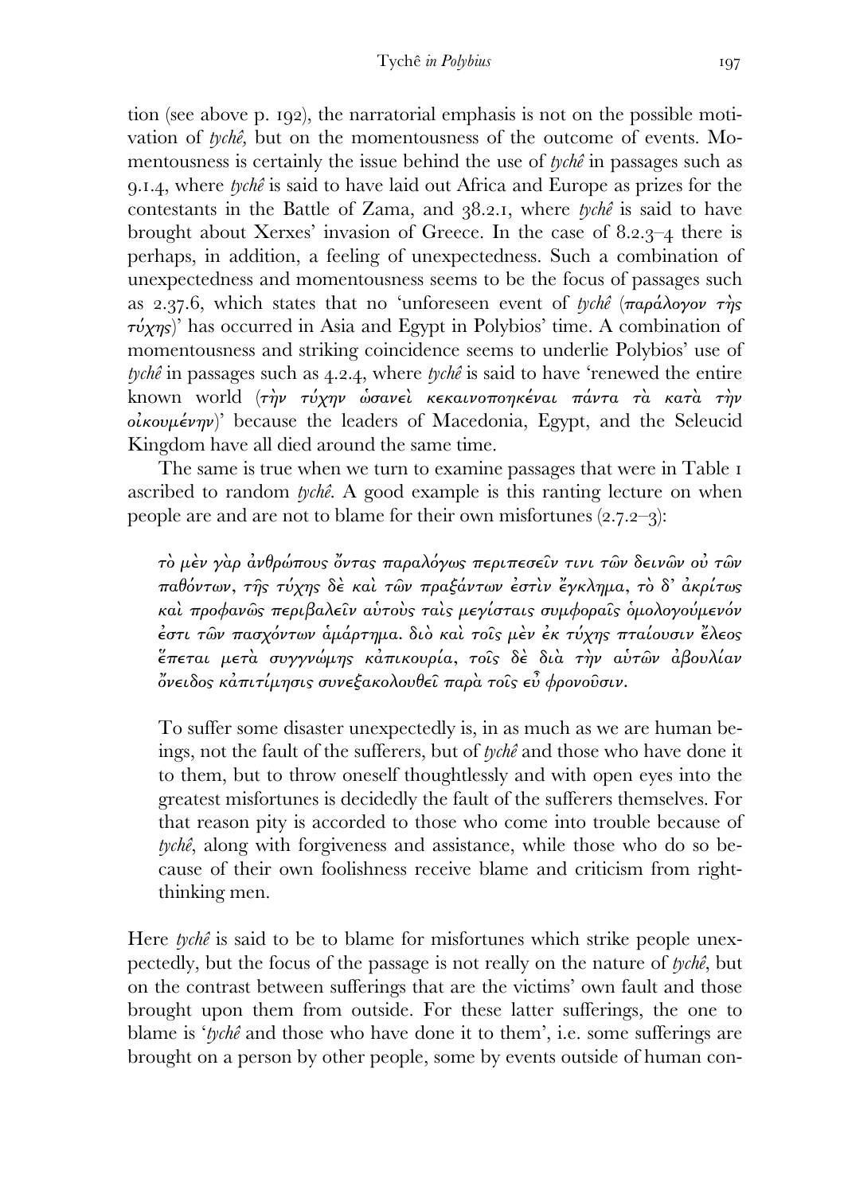tion (see above p. 192), the narratorial emphasis is not on the possible motivation of *tychê,* but on the momentousness of the outcome of events. Momentousness is certainly the issue behind the use of *tychê* in passages such as 9.1.4, where *tychê* is said to have laid out Africa and Europe as prizes for the contestants in the Battle of Zama, and 38.2.1, where *tychê* is said to have brought about Xerxes' invasion of Greece. In the case of 8.2.3–4 there is perhaps, in addition, a feeling of unexpectedness. Such a combination of unexpectedness and momentousness seems to be the focus of passages such as 2.37.6, which states that no 'unforeseen event of *tychê* (παράλογον τῆς τύχης)' has occurred in Asia and Egypt in Polybios' time. A combination of momentousness and striking coincidence seems to underlie Polybios' use of *tychê* in passages such as 4.2.4, where *tychê* is said to have 'renewed the entire known world (τὴν τύχην ὡσανεὶ κεκαινοποιηκέναι πάντα τὰ κατὰ τὴν οἰκουμένην)' because the leaders of Macedonia, Egypt, and the Seleucid Kingdom have all died around the same time.

The same is true when we turn to examine passages that were in Table 1 ascribed to random *tychê*. A good example is this ranting lecture on when people are and are not to blame for their own misfortunes (2.7.2–3):

> τὸ μὲν γὰρ ἀνθρώπους ὄντας παραλόγως περιπεσεῖν τινι τῶν δεινῶν οὐ τῶν παθόντων, τῆς τύχης δὲ καὶ τῶν πραξάντων ἐστὶν ἔγκλημα, τὸ δ' ἀκρίτως καὶ προφανῶς περιβαλεῖν αὑτοὺς ταῖς μεγίσταις συμφοραῖς ὁμολογούμενόν ἐστι τῶν πασχόντων ἁμάρτημα. διὸ καὶ τοῖς μὲν ἐκ τύχης πταίουσιν ἔλεος ἕπεται μετὰ συγγνώμης κἀπικουρία, τοῖς δὲ διὰ τὴν αὑτῶν ἀβουλίαν ὄνειδος κἀπιτίμησις συνεξακολουθεῖ παρὰ τοῖς εὖ φρονοῦσιν.
>
> To suffer some disaster unexpectedly is, in as much as we are human beings, not the fault of the sufferers, but of *tychê* and those who have done it to them, but to throw oneself thoughtlessly and with open eyes into the greatest misfortunes is decidedly the fault of the sufferers themselves. For that reason pity is accorded to those who come into trouble because of *tychê*, along with forgiveness and assistance, while those who do so because of their own foolishness receive blame and criticism from right-thinking men.

Here *tychê* is said to be to blame for misfortunes which strike people unexpectedly, but the focus of the passage is not really on the nature of *tychê*, but on the contrast between sufferings that are the victims' own fault and those brought upon them from outside. For these latter sufferings, the one to blame is '*tychê* and those who have done it to them', i.e. some sufferings are brought on a person by other people, some by events outside of human con-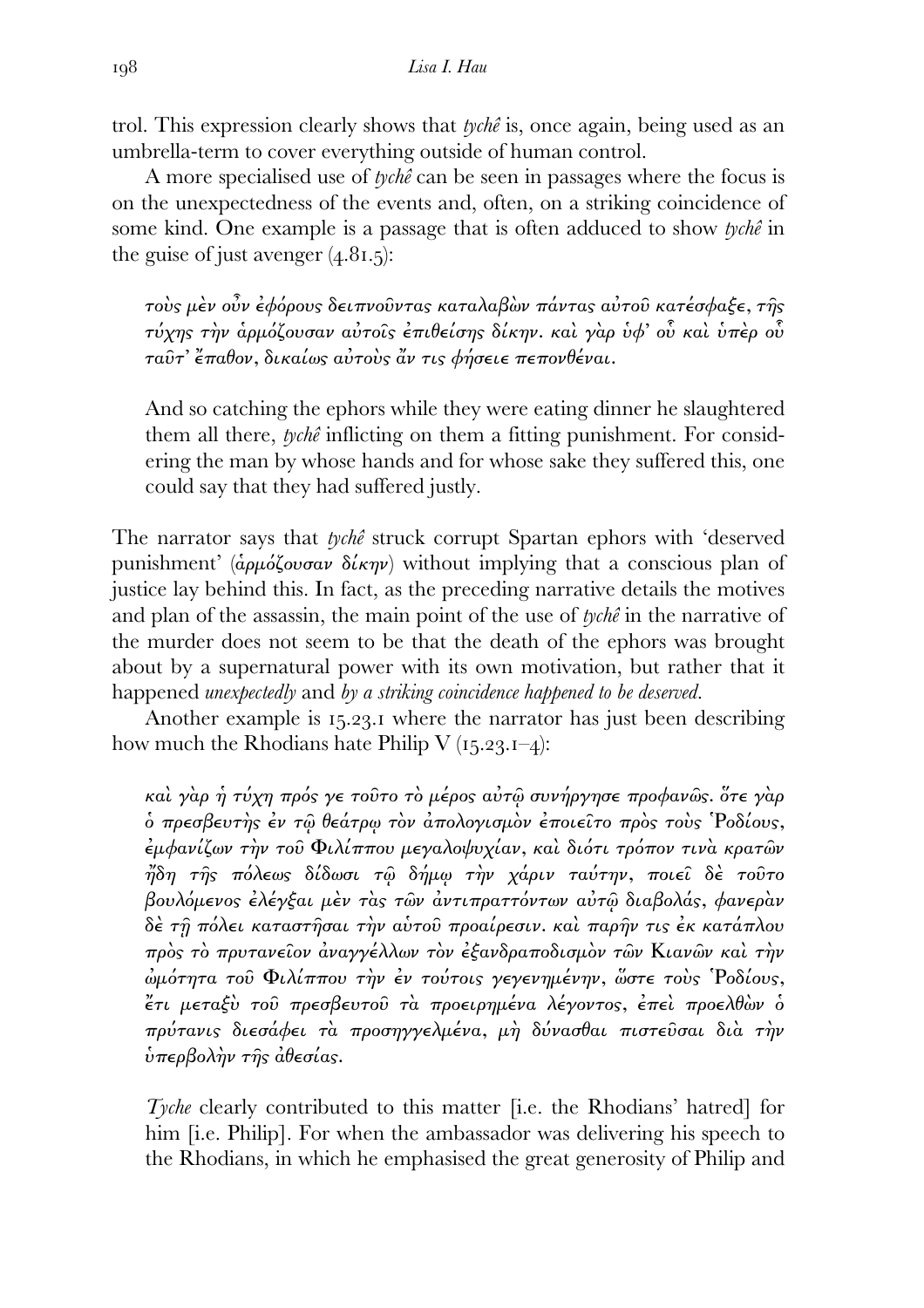trol. This expression clearly shows that *tychê* is, once again, being used as an umbrella-term to cover everything outside of human control.

A more specialised use of *tychê* can be seen in passages where the focus is on the unexpectedness of the events and, often, on a striking coincidence of some kind. One example is a passage that is often adduced to show *tychê* in the guise of just avenger (4.81.5):

> *τοὺς μὲν οὖν ἐφόρους δειπνοῦντας καταλαβὼν πάντας αὐτοῦ κατέσφαξε, τῆς τύχης τὴν ἁρμόζουσαν αὐτοῖς ἐπιθείσης δίκην. καὶ γὰρ ὑφ᾽ οὗ καὶ ὑπὲρ οὗ ταῦτ᾽ ἔπαθον, δικαίως αὐτοὺς ἄν τις φήσειε πεπονθέναι.*
>
> And so catching the ephors while they were eating dinner he slaughtered them all there, *tychê* inflicting on them a fitting punishment. For considering the man by whose hands and for whose sake they suffered this, one could say that they had suffered justly.

The narrator says that *tychê* struck corrupt Spartan ephors with 'deserved punishment' (*ἁρμόζουσαν δίκην*) without implying that a conscious plan of justice lay behind this. In fact, as the preceding narrative details the motives and plan of the assassin, the main point of the use of *tychê* in the narrative of the murder does not seem to be that the death of the ephors was brought about by a supernatural power with its own motivation, but rather that it happened *unexpectedly* and *by a striking coincidence happened to be deserved*.

Another example is 15.23.1 where the narrator has just been describing how much the Rhodians hate Philip V (15.23.1–4):

> *καὶ γὰρ ἡ τύχη πρός γε τοῦτο τὸ μέρος αὐτῷ συνήργησε προφανῶς. ὅτε γὰρ ὁ πρεσβευτὴς ἐν τῷ θεάτρῳ τὸν ἀπολογισμὸν ἐποιεῖτο πρὸς τοὺς Ῥοδίους, ἐμφανίζων τὴν τοῦ Φιλίππου μεγαλοψυχίαν, καὶ διότι τρόπον τινὰ κρατῶν ἤδη τῆς πόλεως δίδωσι τῷ δήμῳ τὴν χάριν ταύτην, ποιεῖ δὲ τοῦτο βουλόμενος ἐλέγξαι μὲν τὰς τῶν ἀντιπραττόντων αὐτῷ διαβολάς, φανερὰν δὲ τῇ πόλει καταστῆσαι τὴν αὐτοῦ προαίρεσιν. καὶ παρῆν τις ἐκ κατάπλου πρὸς τὸ πρυτανεῖον ἀναγγέλλων τὸν ἐξανδραποδισμὸν τῶν Κιανῶν καὶ τὴν ὠμότητα τοῦ Φιλίππου τὴν ἐν τούτοις γεγενημένην, ὥστε τοὺς Ῥοδίους, ἔτι μεταξὺ τοῦ πρεσβευτοῦ τὰ προειρημένα λέγοντος, ἐπεὶ προελθὼν ὁ πρύτανις διεσάφει τὰ προσηγγελμένα, μὴ δύνασθαι πιστεῦσαι διὰ τὴν ὑπερβολὴν τῆς ἀθεσίας.*
>
> *Tyche* clearly contributed to this matter [i.e. the Rhodians' hatred] for him [i.e. Philip]. For when the ambassador was delivering his speech to the Rhodians, in which he emphasised the great generosity of Philip and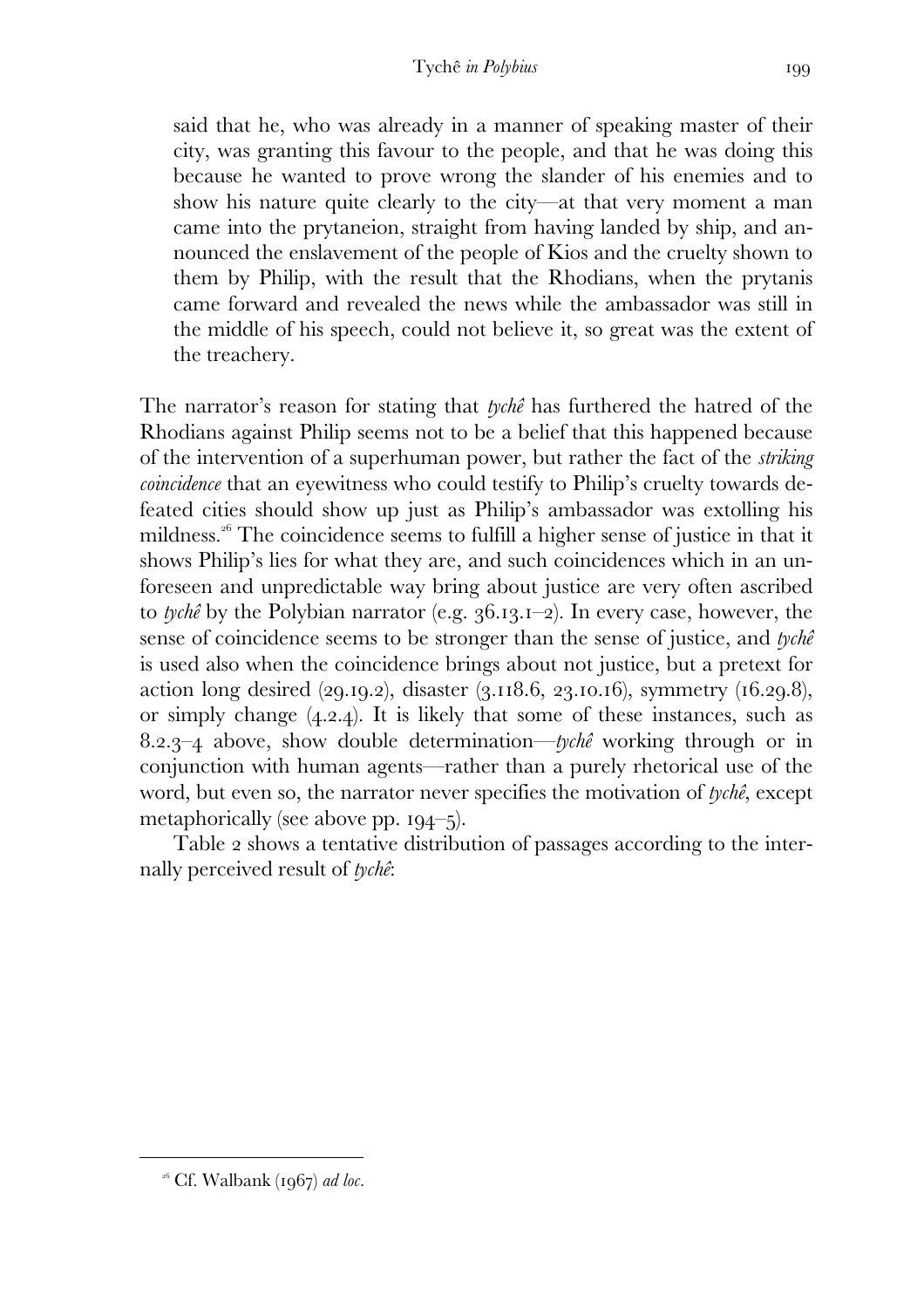said that he, who was already in a manner of speaking master of their city, was granting this favour to the people, and that he was doing this because he wanted to prove wrong the slander of his enemies and to show his nature quite clearly to the city—at that very moment a man came into the prytaneion, straight from having landed by ship, and announced the enslavement of the people of Kios and the cruelty shown to them by Philip, with the result that the Rhodians, when the prytanis came forward and revealed the news while the ambassador was still in the middle of his speech, could not believe it, so great was the extent of the treachery.

The narrator's reason for stating that *tychê* has furthered the hatred of the Rhodians against Philip seems not to be a belief that this happened because of the intervention of a superhuman power, but rather the fact of the *striking coincidence* that an eyewitness who could testify to Philip's cruelty towards defeated cities should show up just as Philip's ambassador was extolling his mildness.[26] The coincidence seems to fulfill a higher sense of justice in that it shows Philip's lies for what they are, and such coincidences which in an unforeseen and unpredictable way bring about justice are very often ascribed to *tychê* by the Polybian narrator (e.g. 36.13.1–2). In every case, however, the sense of coincidence seems to be stronger than the sense of justice, and *tychê* is used also when the coincidence brings about not justice, but a pretext for action long desired (29.19.2), disaster (3.118.6, 23.10.16), symmetry (16.29.8), or simply change (4.2.4). It is likely that some of these instances, such as 8.2.3–4 above, show double determination—*tychê* working through or in conjunction with human agents—rather than a purely rhetorical use of the word, but even so, the narrator never specifies the motivation of *tychê*, except metaphorically (see above pp. 194–5).

Table 2 shows a tentative distribution of passages according to the internally perceived result of *tychê*:

[26] Cf. Walbank (1967) *ad loc.*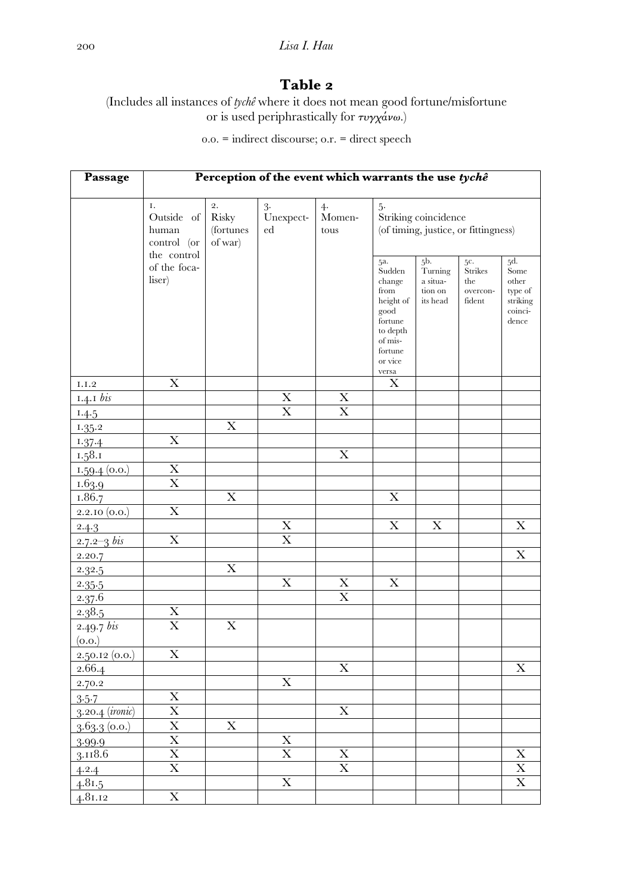## Table 2

(Includes all instances of *tychê* where it does not mean good fortune/misfortune or is used periphrastically for *τυγχάνω*.)

o.o. = indirect discourse; o.r. = direct speech

| Passage | Perception of the event which warrants the use *tychê* | | | | | | | |
|---|---|---|---|---|---|---|---|---|
| | 1. Outside of human control (or the control of the focaliser) | 2. Risky (fortunes of war) | 3. Unexpected | 4. Momentous | 5. Striking coincidence (of timing, justice, or fittingness) | | | |
| | | | | | 5a. Sudden change from height of good fortune to depth of misfortune or vice versa | 5b. Turning a situation on its head | 5c. Strikes the overconfident | 5d. Some other type of striking coincidence |
| 1.1.2 | X | | | | X | | | |
| 1.4.1 *bis* | | | X | X | | | | |
| 1.4.5 | | | X | X | | | | |
| 1.35.2 | | X | | | | | | |
| 1.37.4 | X | | | | | | | |
| 1.58.1 | | | | X | | | | |
| 1.59.4 (o.o.) | X | | | | | | | |
| 1.63.9 | X | | | | | | | |
| 1.86.7 | | X | | | X | | | |
| 2.2.10 (o.o.) | X | | | | | | | |
| 2.4.3 | | | X | | X | X | | X |
| 2.7.2–3 *bis* | X | | X | | | | | |
| 2.20.7 | | | | | | | | X |
| 2.32.5 | | X | | | | | | |
| 2.35.5 | | | X | X | X | | | |
| 2.37.6 | | | | X | | | | |
| 2.38.5 | X | | | | | | | |
| 2.49.7 *bis* (o.o.) | X | X | | | | | | |
| 2.50.12 (o.o.) | X | | | | | | | |
| 2.66.4 | | | | X | | | | X |
| 2.70.2 | | | X | | | | | |
| 3.5.7 | X | | | | | | | |
| 3.20.4 (*ironic*) | X | | | X | | | | |
| 3.63.3 (o.o.) | X | X | | | | | | |
| 3.99.9 | X | | X | | | | | |
| 3.118.6 | X | | X | X | | | | X |
| 4.2.4 | X | | | X | | | | X |
| 4.81.5 | | | X | | | | | X |
| 4.81.12 | X | | | | | | | |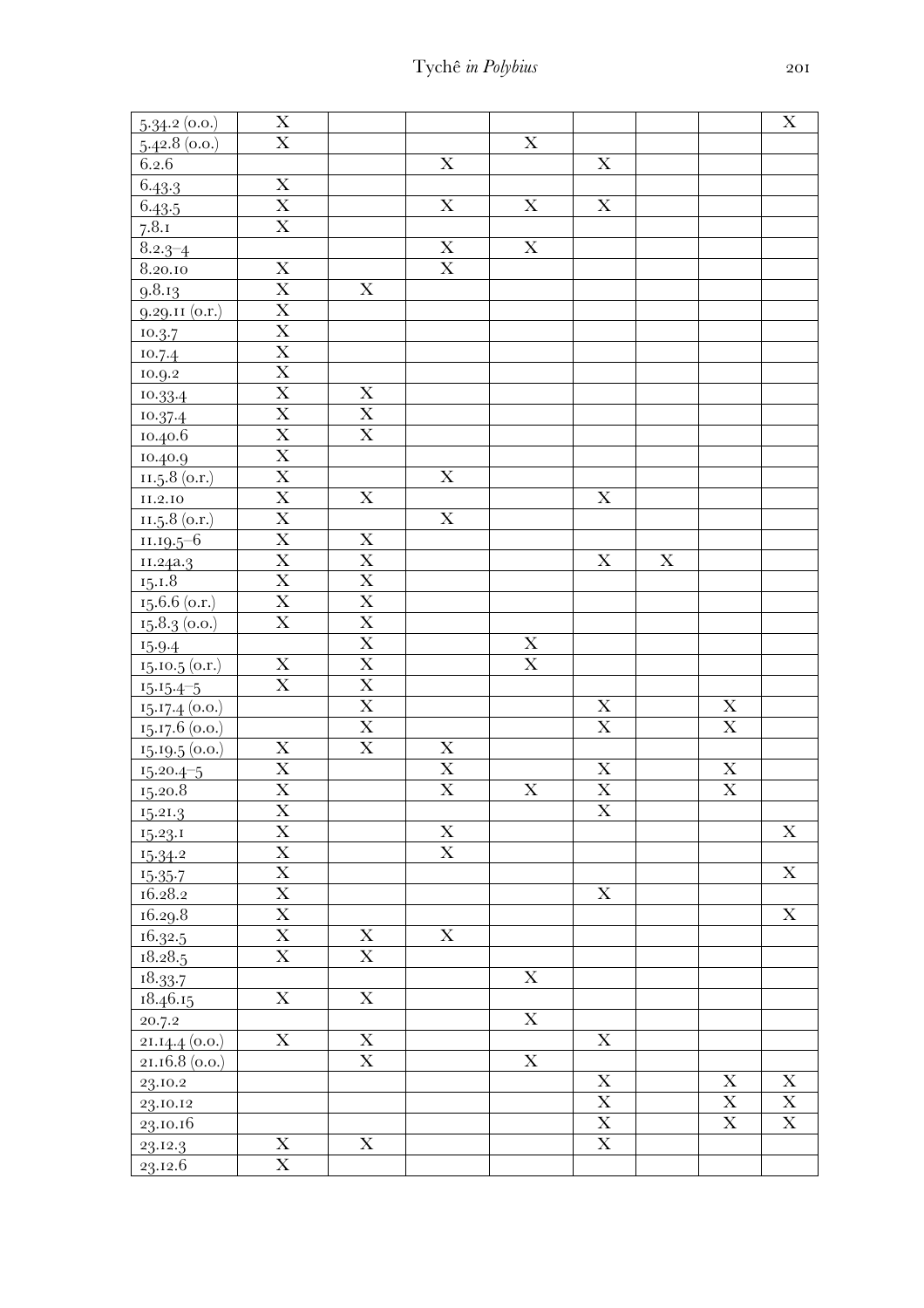| 5.34.2 (o.o.) | X | | | | | | | X |
|---|---|---|---|---|---|---|---|---|
| 5.42.8 (o.o.) | X | | | X | | | | |
| 6.2.6 | | | X | | X | | | |
| 6.43.3 | X | | | | | | | |
| 6.43.5 | X | | X | X | X | | | |
| 7.8.1 | X | | | | | | | |
| 8.2.3–4 | | | X | X | | | | |
| 8.20.10 | X | | X | | | | | |
| 9.8.13 | X | X | | | | | | |
| 9.29.11 (o.r.) | X | | | | | | | |
| 10.3.7 | X | | | | | | | |
| 10.7.4 | X | | | | | | | |
| 10.9.2 | X | | | | | | | |
| 10.33.4 | X | X | | | | | | |
| 10.37.4 | X | X | | | | | | |
| 10.40.6 | X | X | | | | | | |
| 10.40.9 | X | | | | | | | |
| 11.5.8 (o.r.) | X | | X | | | | | |
| 11.2.10 | X | X | | | X | | | |
| 11.5.8 (o.r.) | X | | X | | | | | |
| 11.19.5–6 | X | X | | | | | | |
| 11.24a.3 | X | X | | | X | X | | |
| 15.1.8 | X | X | | | | | | |
| 15.6.6 (o.r.) | X | X | | | | | | |
| 15.8.3 (o.o.) | X | X | | | | | | |
| 15.9.4 | | X | | X | | | | |
| 15.10.5 (o.r.) | X | X | | X | | | | |
| 15.15.4–5 | X | X | | | | | | |
| 15.17.4 (o.o.) | | X | | | X | | X | |
| 15.17.6 (o.o.) | | X | | | X | | X | |
| 15.19.5 (o.o.) | X | X | X | | | | | |
| 15.20.4–5 | X | | X | | X | | X | |
| 15.20.8 | X | | X | X | X | | X | |
| 15.21.3 | X | | | | X | | | |
| 15.23.1 | X | | X | | | | | X |
| 15.34.2 | X | | X | | | | | |
| 15.35.7 | X | | | | | | | X |
| 16.28.2 | X | | | | X | | | |
| 16.29.8 | X | | | | | | | X |
| 16.32.5 | X | X | X | | | | | |
| 18.28.5 | X | X | | | | | | |
| 18.33.7 | | | | X | | | | |
| 18.46.15 | X | X | | | | | | |
| 20.7.2 | | | | X | | | | |
| 21.14.4 (o.o.) | X | X | | | X | | | |
| 21.16.8 (o.o.) | | X | | X | | | | |
| 23.10.2 | | | | | X | | X | X |
| 23.10.12 | | | | | X | | X | X |
| 23.10.16 | | | | | X | | X | X |
| 23.12.3 | X | X | | | X | | | |
| 23.12.6 | X | | | | | | | |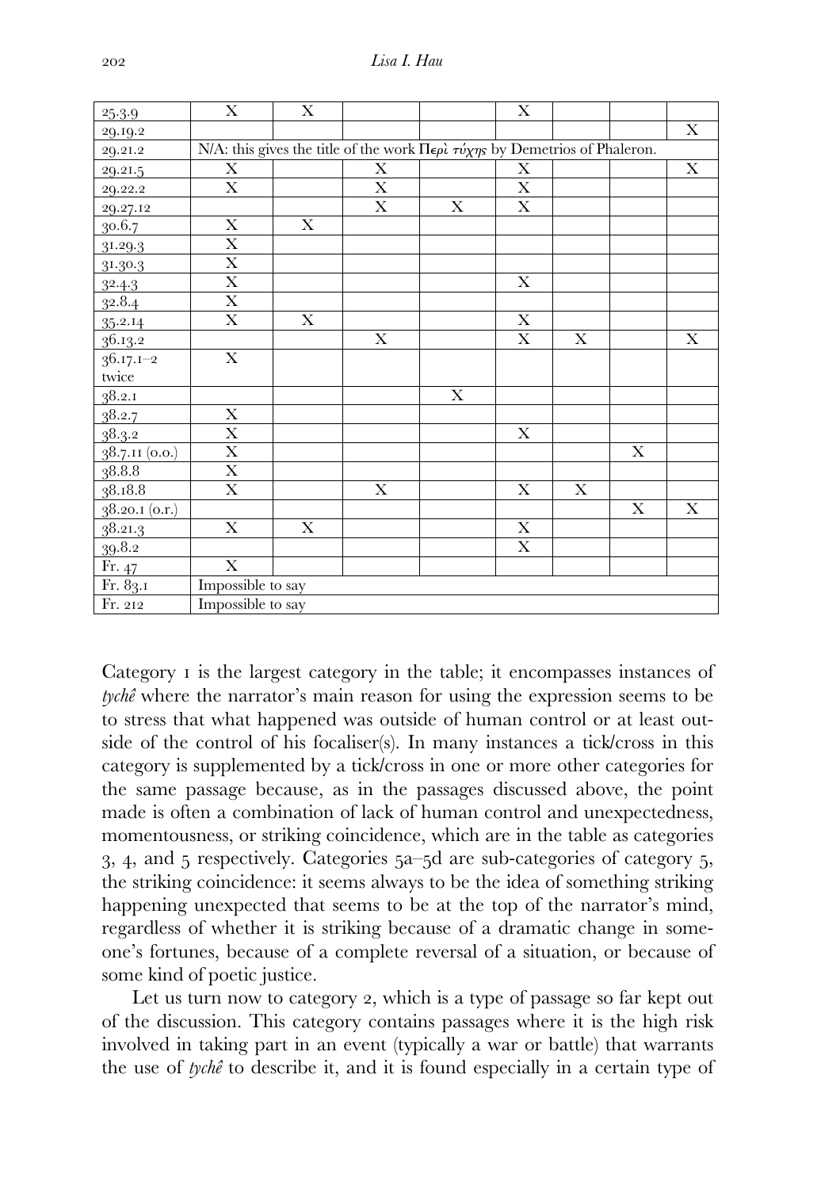| | | | | | | | | |
|---|---|---|---|---|---|---|---|---|
| 25.3.9 | X | X | | | X | | | |
| 29.19.2 | | | | | | | | X |
| 29.21.2 | N/A: this gives the title of the work Περὶ τύχης by Demetrios of Phaleron. | | | | | | | |
| 29.21.5 | X | | X | | X | | | X |
| 29.22.2 | X | | X | | X | | | |
| 29.27.12 | | | X | X | X | | | |
| 30.6.7 | X | X | | | | | | |
| 31.29.3 | X | | | | | | | |
| 31.30.3 | X | | | | | | | |
| 32.4.3 | X | | | | X | | | |
| 32.8.4 | X | | | | | | | |
| 35.2.14 | X | X | | | X | | | |
| 36.13.2 | | | X | | X | X | | X |
| 36.17.1–2 twice | X | | | | | | | |
| 38.2.1 | | | | X | | | | |
| 38.2.7 | X | | | | | | | |
| 38.3.2 | X | | | | X | | | |
| 38.7.11 (o.o.) | X | | | | | | X | |
| 38.8.8 | X | | | | | | | |
| 38.18.8 | X | | X | | X | X | | |
| 38.20.1 (o.r.) | | | | | | | X | X |
| 38.21.3 | X | X | | | X | | | |
| 39.8.2 | | | | | X | | | |
| Fr. 47 | X | | | | | | | |
| Fr. 83.1 | Impossible to say | | | | | | | |
| Fr. 212 | Impossible to say | | | | | | | |

Category 1 is the largest category in the table; it encompasses instances of *tychê* where the narrator's main reason for using the expression seems to be to stress that what happened was outside of human control or at least outside of the control of his focaliser(s). In many instances a tick/cross in this category is supplemented by a tick/cross in one or more other categories for the same passage because, as in the passages discussed above, the point made is often a combination of lack of human control and unexpectedness, momentousness, or striking coincidence, which are in the table as categories 3, 4, and 5 respectively. Categories 5a–5d are sub-categories of category 5, the striking coincidence: it seems always to be the idea of something striking happening unexpected that seems to be at the top of the narrator's mind, regardless of whether it is striking because of a dramatic change in someone's fortunes, because of a complete reversal of a situation, or because of some kind of poetic justice.

Let us turn now to category 2, which is a type of passage so far kept out of the discussion. This category contains passages where it is the high risk involved in taking part in an event (typically a war or battle) that warrants the use of *tychê* to describe it, and it is found especially in a certain type of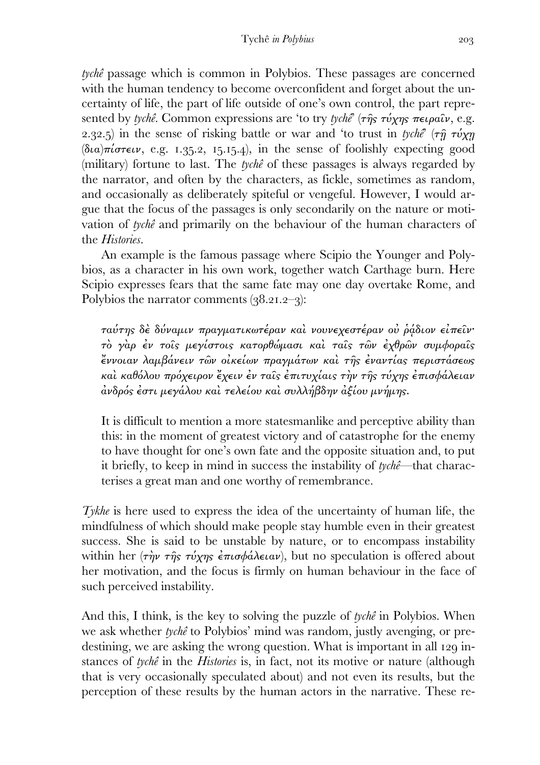*tychê* passage which is common in Polybios. These passages are concerned with the human tendency to become overconfident and forget about the uncertainty of life, the part of life outside of one's own control, the part represented by *tychê*. Common expressions are 'to try *tychê*' (τῆς τύχης πειρᾶν, e.g. 2.32.5) in the sense of risking battle or war and 'to trust in *tychê*' (τῇ τύχῃ (δια)πίστειν, e.g. 1.35.2, 15.15.4), in the sense of foolishly expecting good (military) fortune to last. The *tychê* of these passages is always regarded by the narrator, and often by the characters, as fickle, sometimes as random, and occasionally as deliberately spiteful or vengeful. However, I would argue that the focus of the passages is only secondarily on the nature or motivation of *tychê* and primarily on the behaviour of the human characters of the *Histories*.

An example is the famous passage where Scipio the Younger and Polybios, as a character in his own work, together watch Carthage burn. Here Scipio expresses fears that the same fate may one day overtake Rome, and Polybios the narrator comments (38.21.2–3):

> *ταύτης δὲ δύναμιν πραγματικωτέραν καὶ νουνεχεστέραν οὐ ῥᾴδιον εἰπεῖν· τὸ γὰρ ἐν τοῖς μεγίστοις κατορθώμασι καὶ ταῖς τῶν ἐχθρῶν συμφοραῖς ἔννοιαν λαμβάνειν τῶν οἰκείων πραγμάτων καὶ τῆς ἐναντίας περιστάσεως καὶ καθόλου πρόχειρον ἔχειν ἐν ταῖς ἐπιτυχίαις τὴν τῆς τύχης ἐπισφάλειαν ἀνδρός ἐστι μεγάλου καὶ τελείου καὶ συλλήβδην ἀξίου μνήμης.*
>
> It is difficult to mention a more statesmanlike and perceptive ability than this: in the moment of greatest victory and of catastrophe for the enemy to have thought for one's own fate and the opposite situation and, to put it briefly, to keep in mind in success the instability of *tychê*—that characterises a great man and one worthy of remembrance.

*Tykhe* is here used to express the idea of the uncertainty of human life, the mindfulness of which should make people stay humble even in their greatest success. She is said to be unstable by nature, or to encompass instability within her (τὴν τῆς τύχης ἐπισφάλειαν), but no speculation is offered about her motivation, and the focus is firmly on human behaviour in the face of such perceived instability.

And this, I think, is the key to solving the puzzle of *tychê* in Polybios. When we ask whether *tychê* to Polybios' mind was random, justly avenging, or predestining, we are asking the wrong question. What is important in all 129 instances of *tychê* in the *Histories* is, in fact, not its motive or nature (although that is very occasionally speculated about) and not even its results, but the perception of these results by the human actors in the narrative. These re-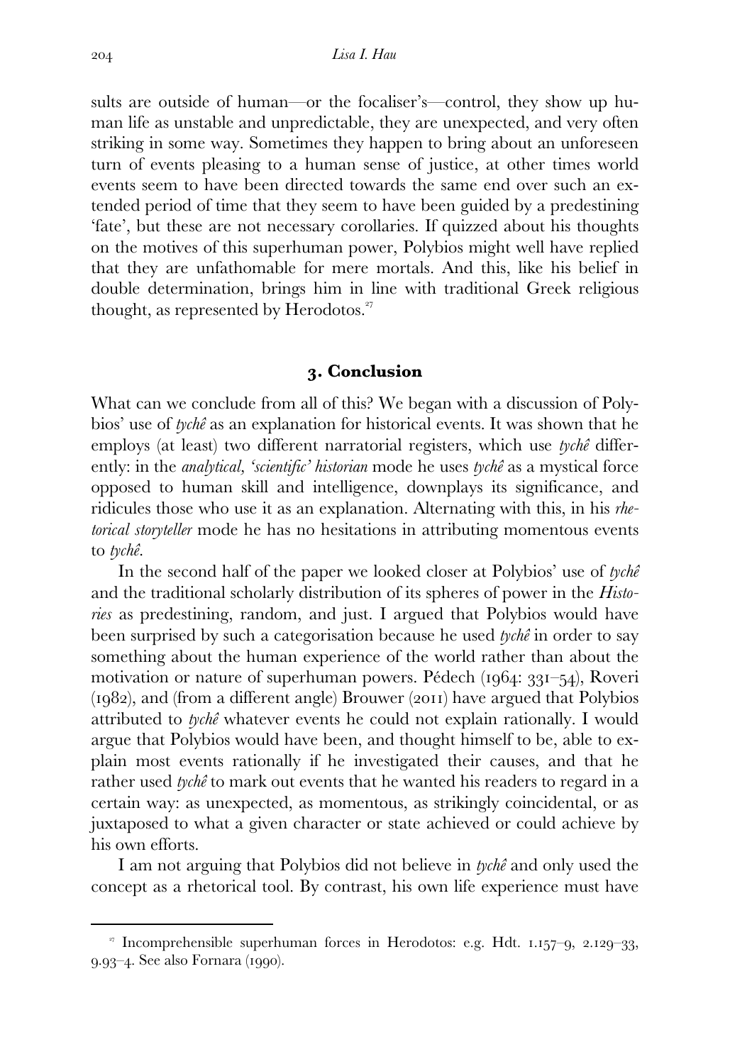sults are outside of human—or the focaliser's—control, they show up human life as unstable and unpredictable, they are unexpected, and very often striking in some way. Sometimes they happen to bring about an unforeseen turn of events pleasing to a human sense of justice, at other times world events seem to have been directed towards the same end over such an extended period of time that they seem to have been guided by a predestining 'fate', but these are not necessary corollaries. If quizzed about his thoughts on the motives of this superhuman power, Polybios might well have replied that they are unfathomable for mere mortals. And this, like his belief in double determination, brings him in line with traditional Greek religious thought, as represented by Herodotos.[27]

## 3. Conclusion

What can we conclude from all of this? We began with a discussion of Polybios' use of *tychê* as an explanation for historical events. It was shown that he employs (at least) two different narratorial registers, which use *tychê* differently: in the *analytical, 'scientific' historian* mode he uses *tychê* as a mystical force opposed to human skill and intelligence, downplays its significance, and ridicules those who use it as an explanation. Alternating with this, in his *rhetorical storyteller* mode he has no hesitations in attributing momentous events to *tychê*.

In the second half of the paper we looked closer at Polybios' use of *tychê* and the traditional scholarly distribution of its spheres of power in the *Histories* as predestining, random, and just. I argued that Polybios would have been surprised by such a categorisation because he used *tychê* in order to say something about the human experience of the world rather than about the motivation or nature of superhuman powers. Pédech (1964: 331–54), Roveri (1982), and (from a different angle) Brouwer (2011) have argued that Polybios attributed to *tychê* whatever events he could not explain rationally. I would argue that Polybios would have been, and thought himself to be, able to explain most events rationally if he investigated their causes, and that he rather used *tychê* to mark out events that he wanted his readers to regard in a certain way: as unexpected, as momentous, as strikingly coincidental, or as juxtaposed to what a given character or state achieved or could achieve by his own efforts.

I am not arguing that Polybios did not believe in *tychê* and only used the concept as a rhetorical tool. By contrast, his own life experience must have

[27] Incomprehensible superhuman forces in Herodotos: e.g. Hdt. 1.157–9, 2.129–33, 9.93–4. See also Fornara (1990).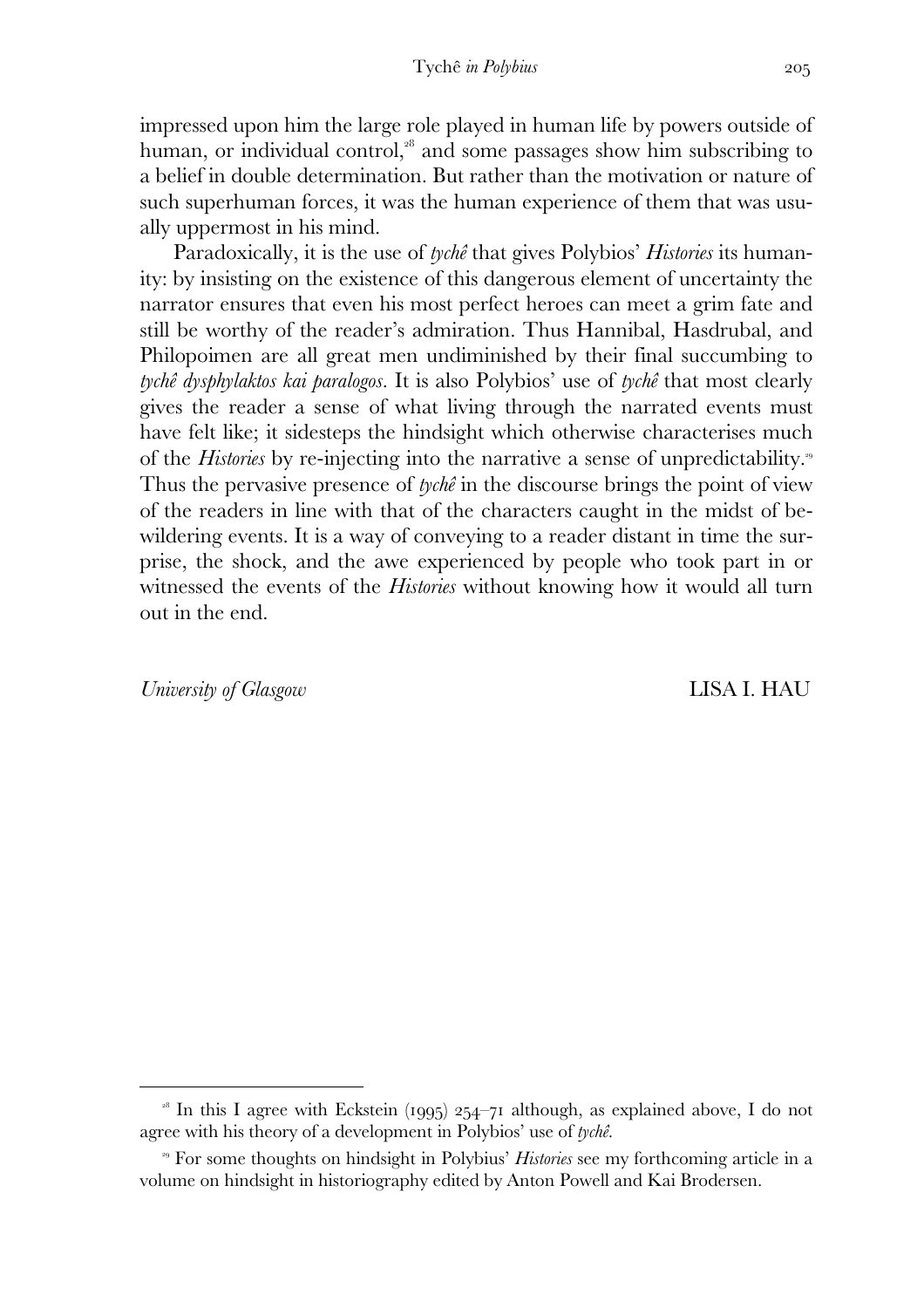impressed upon him the large role played in human life by powers outside of human, or individual control,[28] and some passages show him subscribing to a belief in double determination. But rather than the motivation or nature of such superhuman forces, it was the human experience of them that was usually uppermost in his mind.

Paradoxically, it is the use of *tychê* that gives Polybios' *Histories* its humanity: by insisting on the existence of this dangerous element of uncertainty the narrator ensures that even his most perfect heroes can meet a grim fate and still be worthy of the reader's admiration. Thus Hannibal, Hasdrubal, and Philopoimen are all great men undiminished by their final succumbing to *tychê dysphylaktos kai paralogos*. It is also Polybios' use of *tychê* that most clearly gives the reader a sense of what living through the narrated events must have felt like; it sidesteps the hindsight which otherwise characterises much of the *Histories* by re-injecting into the narrative a sense of unpredictability.[29] Thus the pervasive presence of *tychê* in the discourse brings the point of view of the readers in line with that of the characters caught in the midst of bewildering events. It is a way of conveying to a reader distant in time the surprise, the shock, and the awe experienced by people who took part in or witnessed the events of the *Histories* without knowing how it would all turn out in the end.

*University of Glasgow* LISA I. HAU

---

[28] In this I agree with Eckstein (1995) 254–71 although, as explained above, I do not agree with his theory of a development in Polybios' use of *tychê*.

[29] For some thoughts on hindsight in Polybius' *Histories* see my forthcoming article in a volume on hindsight in historiography edited by Anton Powell and Kai Brodersen.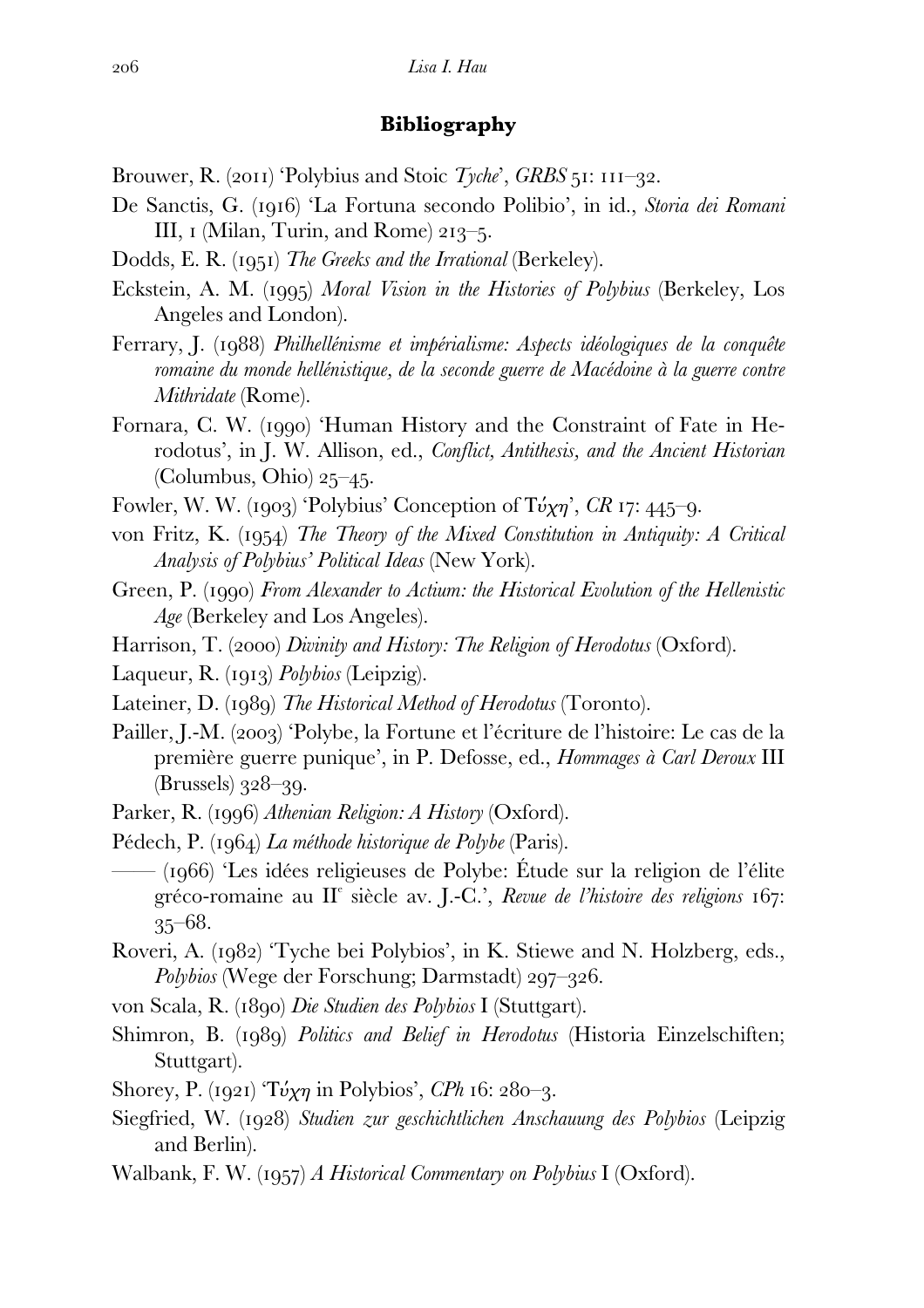## Bibliography

Brouwer, R. (2011) 'Polybius and Stoic *Tyche*', *GRBS* 51: 111–32.

De Sanctis, G. (1916) 'La Fortuna secondo Polibio', in id., *Storia dei Romani* III, 1 (Milan, Turin, and Rome) 213–5.

Dodds, E. R. (1951) *The Greeks and the Irrational* (Berkeley).

Eckstein, A. M. (1995) *Moral Vision in the Histories of Polybius* (Berkeley, Los Angeles and London).

Ferrary, J. (1988) *Philhellénisme et impérialisme: Aspects idéologiques de la conquête romaine du monde hellénistique, de la seconde guerre de Macédoine à la guerre contre Mithridate* (Rome).

Fornara, C. W. (1990) 'Human History and the Constraint of Fate in Herodotus', in J. W. Allison, ed., *Conflict, Antithesis, and the Ancient Historian* (Columbus, Ohio) 25–45.

Fowler, W. W. (1903) 'Polybius' Conception of *Τύχη*', *CR* 17: 445–9.

von Fritz, K. (1954) *The Theory of the Mixed Constitution in Antiquity: A Critical Analysis of Polybius' Political Ideas* (New York).

Green, P. (1990) *From Alexander to Actium: the Historical Evolution of the Hellenistic Age* (Berkeley and Los Angeles).

Harrison, T. (2000) *Divinity and History: The Religion of Herodotus* (Oxford).

Laqueur, R. (1913) *Polybios* (Leipzig).

Lateiner, D. (1989) *The Historical Method of Herodotus* (Toronto).

Pailler, J.-M. (2003) 'Polybe, la Fortune et l'écriture de l'histoire: Le cas de la première guerre punique', in P. Defosse, ed., *Hommages à Carl Deroux* III (Brussels) 328–39.

Parker, R. (1996) *Athenian Religion: A History* (Oxford).

Pédech, P. (1964) *La méthode historique de Polybe* (Paris).

—— (1966) 'Les idées religieuses de Polybe: Étude sur la religion de l'élite gréco-romaine au II^e siècle av. J.-C.', *Revue de l'histoire des religions* 167: 35–68.

Roveri, A. (1982) 'Tyche bei Polybios', in K. Stiewe and N. Holzberg, eds., *Polybios* (Wege der Forschung; Darmstadt) 297–326.

von Scala, R. (1890) *Die Studien des Polybios* I (Stuttgart).

Shimron, B. (1989) *Politics and Belief in Herodotus* (Historia Einzelschiften; Stuttgart).

Shorey, P. (1921) '*Τύχη* in Polybios', *CPh* 16: 280–3.

Siegfried, W. (1928) *Studien zur geschichtlichen Anschauung des Polybios* (Leipzig and Berlin).

Walbank, F. W. (1957) *A Historical Commentary on Polybius* I (Oxford).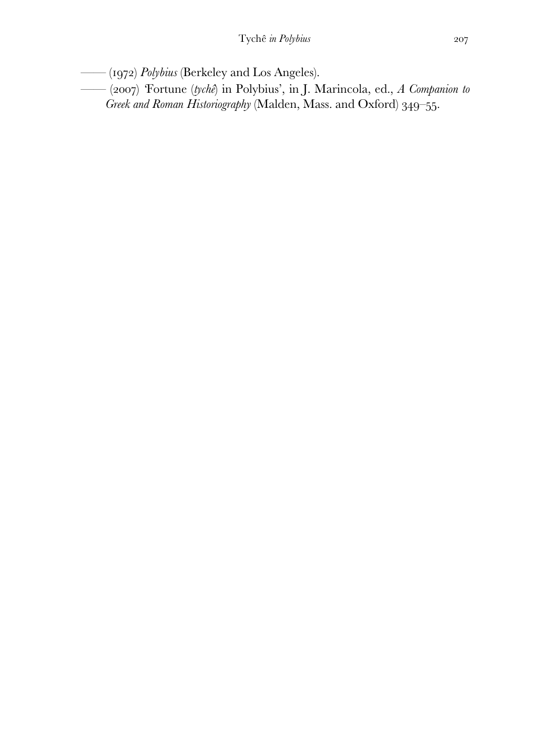—— (1972) *Polybius* (Berkeley and Los Angeles).

—— (2007) 'Fortune (*tychê*) in Polybius', in J. Marincola, ed., *A Companion to Greek and Roman Historiography* (Malden, Mass. and Oxford) 349–55.